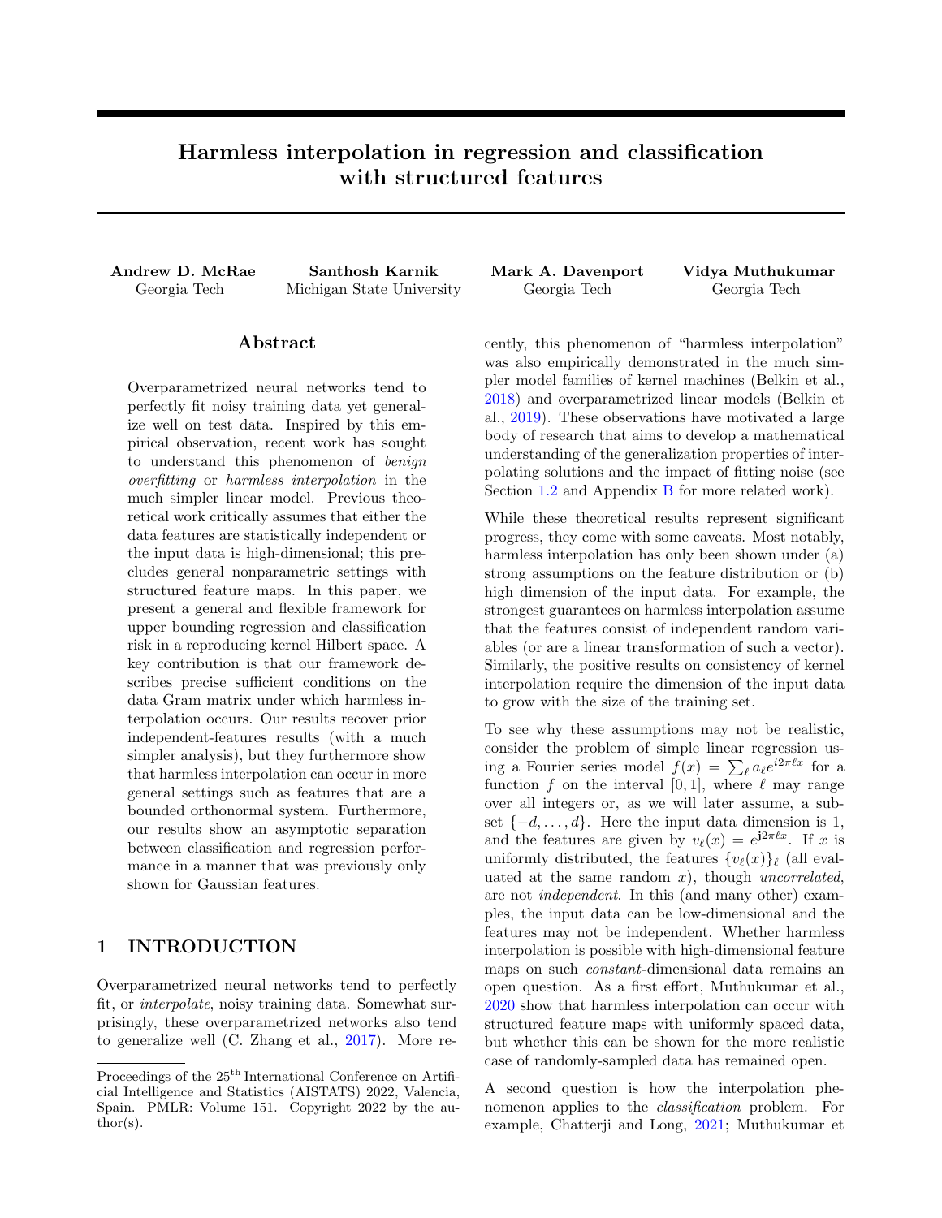# Harmless interpolation in regression and classification with structured features

**Andrew D. McRae** Georgia Tech

**Santhosh Karnik** Michigan State University

**Mark A. Davenport** Georgia Tech

**Vidya Muthukumar** Georgia Tech

## Abstract

Overparametrized neural networks tend to perfectly fit noisy training data yet generalize well on test data. Inspired by this empirical observation, recent work has sought to understand this phenomenon of *benign overfitting* or *harmless interpolation* in the much simpler linear model. Previous theoretical work critically assumes that either the data features are statistically independent or the input data is high-dimensional; this precludes general nonparametric settings with structured feature maps. In this paper, we present a general and flexible framework for upper bounding regression and classification risk in a reproducing kernel Hilbert space. A key contribution is that our framework describes precise sufficient conditions on the data Gram matrix under which harmless interpolation occurs. Our results recover prior independent-features results (with a much simpler analysis), but they furthermore show that harmless interpolation can occur in more general settings such as features that are a bounded orthonormal system. Furthermore, our results show an asymptotic separation between classification and regression performance in a manner that was previously only shown for Gaussian features.

## 1 INTRODUCTION

Overparametrized neural networks tend to perfectly fit, or *interpolate*, noisy training data. Somewhat surprisingly, these overparametrized networks also tend to generalize well (C. Zhang et al., 2017). More recently, this phenomenon of "harmless interpolation" was also empirically demonstrated in the much simpler model families of kernel machines (Belkin et al., 2018) and overparametrized linear models (Belkin et al., 2019). These observations have motivated a large body of research that aims to develop a mathematical understanding of the generalization properties of interpolating solutions and the impact of fitting noise (see Section 1.2 and Appendix B for more related work).

While these theoretical results represent significant progress, they come with some caveats. Most notably, harmless interpolation has only been shown under (a) strong assumptions on the feature distribution or (b) high dimension of the input data. For example, the strongest guarantees on harmless interpolation assume that the features consist of independent random variables (or are a linear transformation of such a vector). Similarly, the positive results on consistency of kernel interpolation require the dimension of the input data to grow with the size of the training set.

To see why these assumptions may not be realistic, consider the problem of simple linear regression using a Fourier series model $f(x) = \sum_\ell a_\ell e^{i2\pi\ell x}$ for a function $f$ on the interval $[0, 1]$, where $\ell$ may range over all integers or, as we will later assume, a subset $\{-d, \dots, d\}$. Here the input data dimension is 1, and the features are given by $v_\ell(x) = e^{\mathrm{j}2\pi\ell x}$. If $x$ is uniformly distributed, the features $\{v_\ell(x)\}_\ell$ (all evaluated at the same random $x$), though *uncorrelated*, are not *independent*. In this (and many other) examples, the input data can be low-dimensional and the features may not be independent. Whether harmless interpolation is possible with high-dimensional feature maps on such *constant*-dimensional data remains an open question. As a first effort, Muthukumar et al., 2020 show that harmless interpolation can occur with structured feature maps with uniformly spaced data, but whether this can be shown for the more realistic case of randomly-sampled data has remained open.

A second question is how the interpolation phenomenon applies to the *classification* problem. For example, Chatterji and Long, 2021; Muthukumar et

Proceedings of the 25[th] International Conference on Artificial Intelligence and Statistics (AISTATS) 2022, Valencia, Spain. PMLR: Volume 151. Copyright 2022 by the author(s).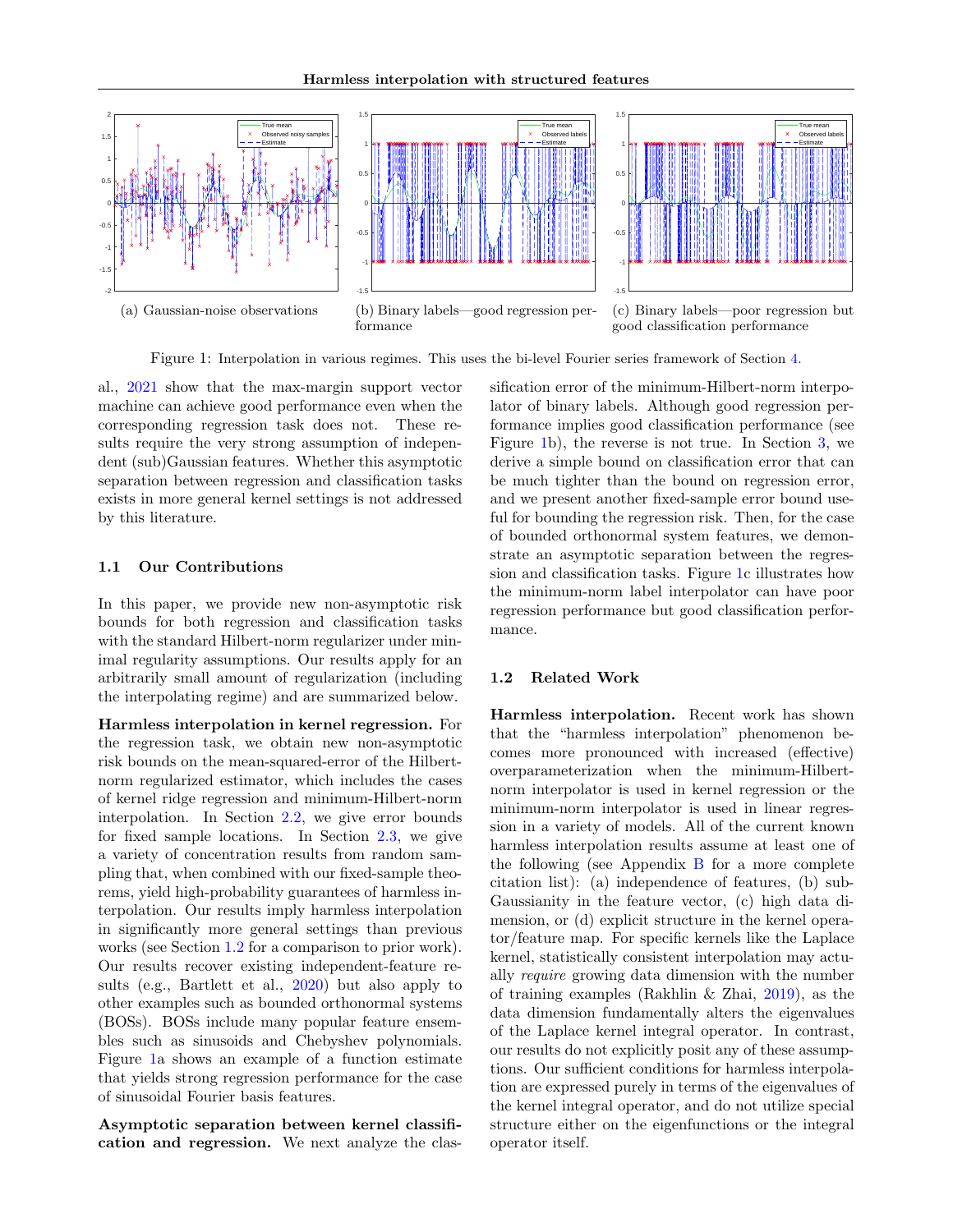(a) Gaussian-noise observations

(b) Binary labels—good regression performance

(c) Binary labels—poor regression but good classification performance

Figure 1: Interpolation in various regimes. This uses the bi-level Fourier series framework of Section 4.

al., 2021 show that the max-margin support vector machine can achieve good performance even when the corresponding regression task does not. These results require the very strong assumption of independent (sub)Gaussian features. Whether this asymptotic separation between regression and classification tasks exists in more general kernel settings is not addressed by this literature.

### 1.1 Our Contributions

In this paper, we provide new non-asymptotic risk bounds for both regression and classification tasks with the standard Hilbert-norm regularizer under minimal regularity assumptions. Our results apply for an arbitrarily small amount of regularization (including the interpolating regime) and are summarized below.

**Harmless interpolation in kernel regression.** For the regression task, we obtain new non-asymptotic risk bounds on the mean-squared-error of the Hilbert-norm regularized estimator, which includes the cases of kernel ridge regression and minimum-Hilbert-norm interpolation. In Section 2.2, we give error bounds for fixed sample locations. In Section 2.3, we give a variety of concentration results from random sampling that, when combined with our fixed-sample theorems, yield high-probability guarantees of harmless interpolation. Our results imply harmless interpolation in significantly more general settings than previous works (see Section 1.2 for a comparison to prior work). Our results recover existing independent-feature results (e.g., Bartlett et al., 2020) but also apply to other examples such as bounded orthonormal systems (BOSs). BOSs include many popular feature ensembles such as sinusoids and Chebyshev polynomials. Figure 1a shows an example of a function estimate that yields strong regression performance for the case of sinusoidal Fourier basis features.

**Asymptotic separation between kernel classification and regression.** We next analyze the classification error of the minimum-Hilbert-norm interpolator of binary labels. Although good regression performance implies good classification performance (see Figure 1b), the reverse is not true. In Section 3, we derive a simple bound on classification error that can be much tighter than the bound on regression error, and we present another fixed-sample error bound useful for bounding the regression risk. Then, for the case of bounded orthonormal system features, we demonstrate an asymptotic separation between the regression and classification tasks. Figure 1c illustrates how the minimum-norm label interpolator can have poor regression performance but good classification performance.

### 1.2 Related Work

**Harmless interpolation.** Recent work has shown that the "harmless interpolation" phenomenon becomes more pronounced with increased (effective) overparameterization when the minimum-Hilbert-norm interpolator is used in kernel regression or the minimum-norm interpolator is used in linear regression in a variety of models. All of the current known harmless interpolation results assume at least one of the following (see Appendix B for a more complete citation list): (a) independence of features, (b) sub-Gaussianity in the feature vector, (c) high data dimension, or (d) explicit structure in the kernel operator/feature map. For specific kernels like the Laplace kernel, statistically consistent interpolation may actually *require* growing data dimension with the number of training examples (Rakhlin & Zhai, 2019), as the data dimension fundamentally alters the eigenvalues of the Laplace kernel integral operator. In contrast, our results do not explicitly posit any of these assumptions. Our sufficient conditions for harmless interpolation are expressed purely in terms of the eigenvalues of the kernel integral operator, and do not utilize special structure either on the eigenfunctions or the integral operator itself.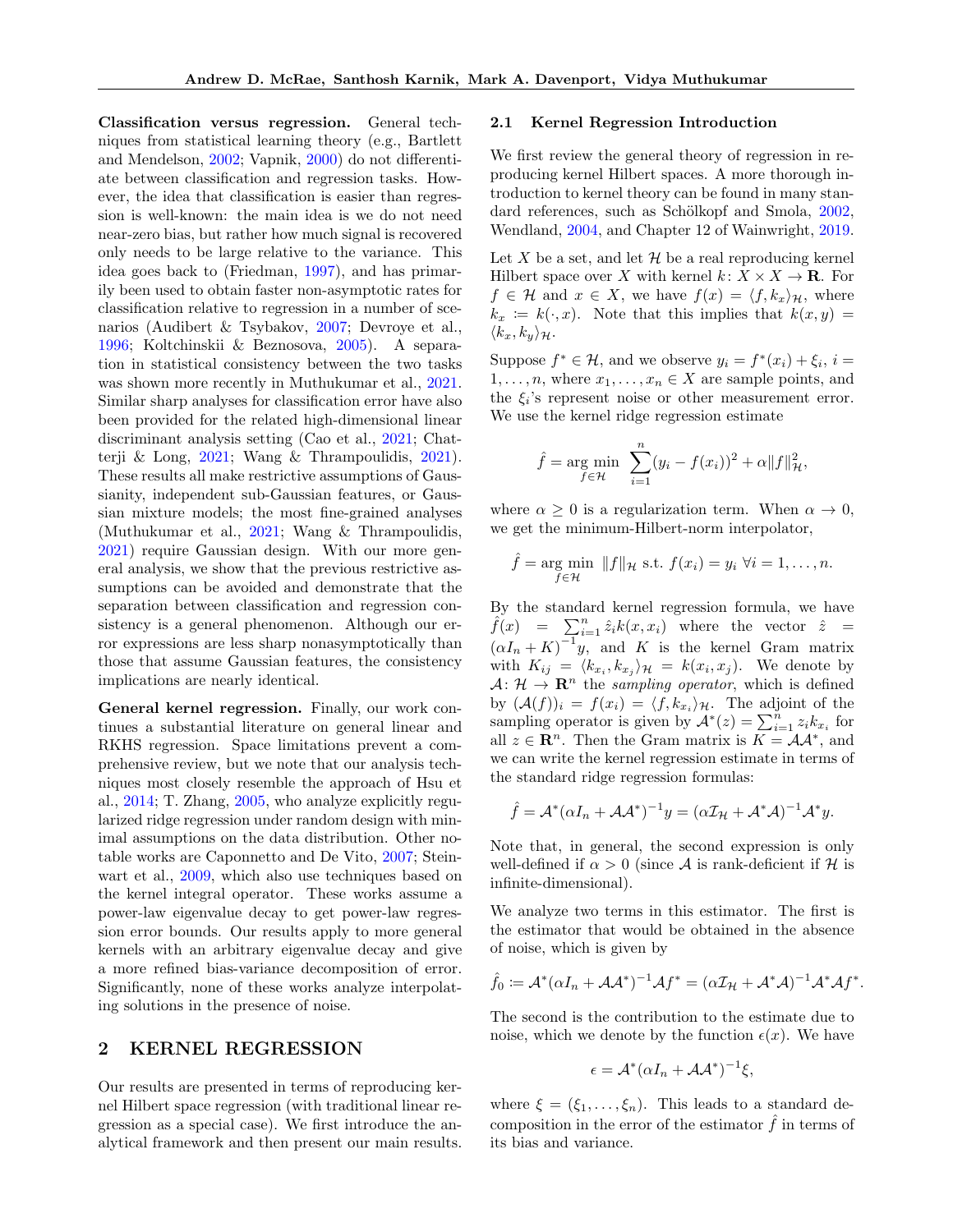**Classification versus regression.** General techniques from statistical learning theory (e.g., Bartlett and Mendelson, 2002; Vapnik, 2000) do not differentiate between classification and regression tasks. However, the idea that classification is easier than regression is well-known: the main idea is we do not need near-zero bias, but rather how much signal is recovered only needs to be large relative to the variance. This idea goes back to (Friedman, 1997), and has primarily been used to obtain faster non-asymptotic rates for classification relative to regression in a number of scenarios (Audibert & Tsybakov, 2007; Devroye et al., 1996; Koltchinskii & Beznosova, 2005). A separation in statistical consistency between the two tasks was shown more recently in Muthukumar et al., 2021. Similar sharp analyses for classification error have also been provided for the related high-dimensional linear discriminant analysis setting (Cao et al., 2021; Chatterji & Long, 2021; Wang & Thrampoulidis, 2021). These results all make restrictive assumptions of Gaussianity, independent sub-Gaussian features, or Gaussian mixture models; the most fine-grained analyses (Muthukumar et al., 2021; Wang & Thrampoulidis, 2021) require Gaussian design. With our more general analysis, we show that the previous restrictive assumptions can be avoided and demonstrate that the separation between classification and regression consistency is a general phenomenon. Although our error expressions are less sharp nonasymptotically than those that assume Gaussian features, the consistency implications are nearly identical.

**General kernel regression.** Finally, our work continues a substantial literature on general linear and RKHS regression. Space limitations prevent a comprehensive review, but we note that our analysis techniques most closely resemble the approach of Hsu et al., 2014; T. Zhang, 2005, who analyze explicitly regularized ridge regression under random design with minimal assumptions on the data distribution. Other notable works are Caponnetto and De Vito, 2007; Steinwart et al., 2009, which also use techniques based on the kernel integral operator. These works assume a power-law eigenvalue decay to get power-law regression error bounds. Our results apply to more general kernels with an arbitrary eigenvalue decay and give a more refined bias-variance decomposition of error. Significantly, none of these works analyze interpolating solutions in the presence of noise.

## 2 KERNEL REGRESSION

Our results are presented in terms of reproducing kernel Hilbert space regression (with traditional linear regression as a special case). We first introduce the analytical framework and then present our main results.

### 2.1 Kernel Regression Introduction

We first review the general theory of regression in reproducing kernel Hilbert spaces. A more thorough introduction to kernel theory can be found in many standard references, such as Schölkopf and Smola, 2002, Wendland, 2004, and Chapter 12 of Wainwright, 2019.

Let $X$ be a set, and let $\mathcal{H}$ be a real reproducing kernel Hilbert space over $X$ with kernel $k \colon X \times X \to \mathbf{R}$. For $f \in \mathcal{H}$ and $x \in X$, we have $f(x) = \langle f, k_x \rangle_{\mathcal{H}}$, where $k_x := k(\cdot, x)$. Note that this implies that $k(x, y) = \langle k_x, k_y \rangle_{\mathcal{H}}$.

Suppose $f^* \in \mathcal{H}$, and we observe $y_i = f^*(x_i) + \xi_i$, $i = 1, \dots, n$, where $x_1, \dots, x_n \in X$ are sample points, and the $\xi_i$'s represent noise or other measurement error. We use the kernel ridge regression estimate

$$\hat{f} = \operatorname*{arg\,min}_{f \in \mathcal{H}} \ \sum_{i=1}^{n} (y_i - f(x_i))^2 + \alpha \|f\|_{\mathcal{H}}^2,$$

where $\alpha \geq 0$ is a regularization term. When $\alpha \to 0$, we get the minimum-Hilbert-norm interpolator,

$$\hat{f} = \operatorname*{arg\,min}_{f \in \mathcal{H}} \ \|f\|_{\mathcal{H}} \text{ s.t. } f(x_i) = y_i \ \forall i = 1, \dots, n.$$

By the standard kernel regression formula, we have $\hat{f}(x) = \sum_{i=1}^{n} \hat{z}_i k(x, x_i)$ where the vector $\hat{z} = (\alpha I_n + K)^{-1} y$, and $K$ is the kernel Gram matrix with $K_{ij} = \langle k_{x_i}, k_{x_j} \rangle_{\mathcal{H}} = k(x_i, x_j)$. We denote by $\mathcal{A} \colon \mathcal{H} \to \mathbf{R}^n$ the *sampling operator*, which is defined by $(\mathcal{A}(f))_i = f(x_i) = \langle f, k_{x_i} \rangle_{\mathcal{H}}$. The adjoint of the sampling operator is given by $\mathcal{A}^*(z) = \sum_{i=1}^{n} z_i k_{x_i}$ for all $z \in \mathbf{R}^n$. Then the Gram matrix is $K = \mathcal{A}\mathcal{A}^*$, and we can write the kernel regression estimate in terms of the standard ridge regression formulas:

$$\hat{f} = \mathcal{A}^* (\alpha I_n + \mathcal{A}\mathcal{A}^*)^{-1} y = (\alpha \mathcal{I}_{\mathcal{H}} + \mathcal{A}^*\mathcal{A})^{-1} \mathcal{A}^* y.$$

Note that, in general, the second expression is only well-defined if $\alpha > 0$ (since $\mathcal{A}$ is rank-deficient if $\mathcal{H}$ is infinite-dimensional).

We analyze two terms in this estimator. The first is the estimator that would be obtained in the absence of noise, which is given by

$$\hat{f}_0 := \mathcal{A}^* (\alpha I_n + \mathcal{A}\mathcal{A}^*)^{-1} \mathcal{A} f^* = (\alpha \mathcal{I}_{\mathcal{H}} + \mathcal{A}^*\mathcal{A})^{-1} \mathcal{A}^*\mathcal{A} f^*.$$

The second is the contribution to the estimate due to noise, which we denote by the function $\epsilon(x)$. We have

$$\epsilon = \mathcal{A}^* (\alpha I_n + \mathcal{A}\mathcal{A}^*)^{-1} \xi,$$

where $\xi = (\xi_1, \dots, \xi_n)$. This leads to a standard decomposition in the error of the estimator $\hat{f}$ in terms of its bias and variance.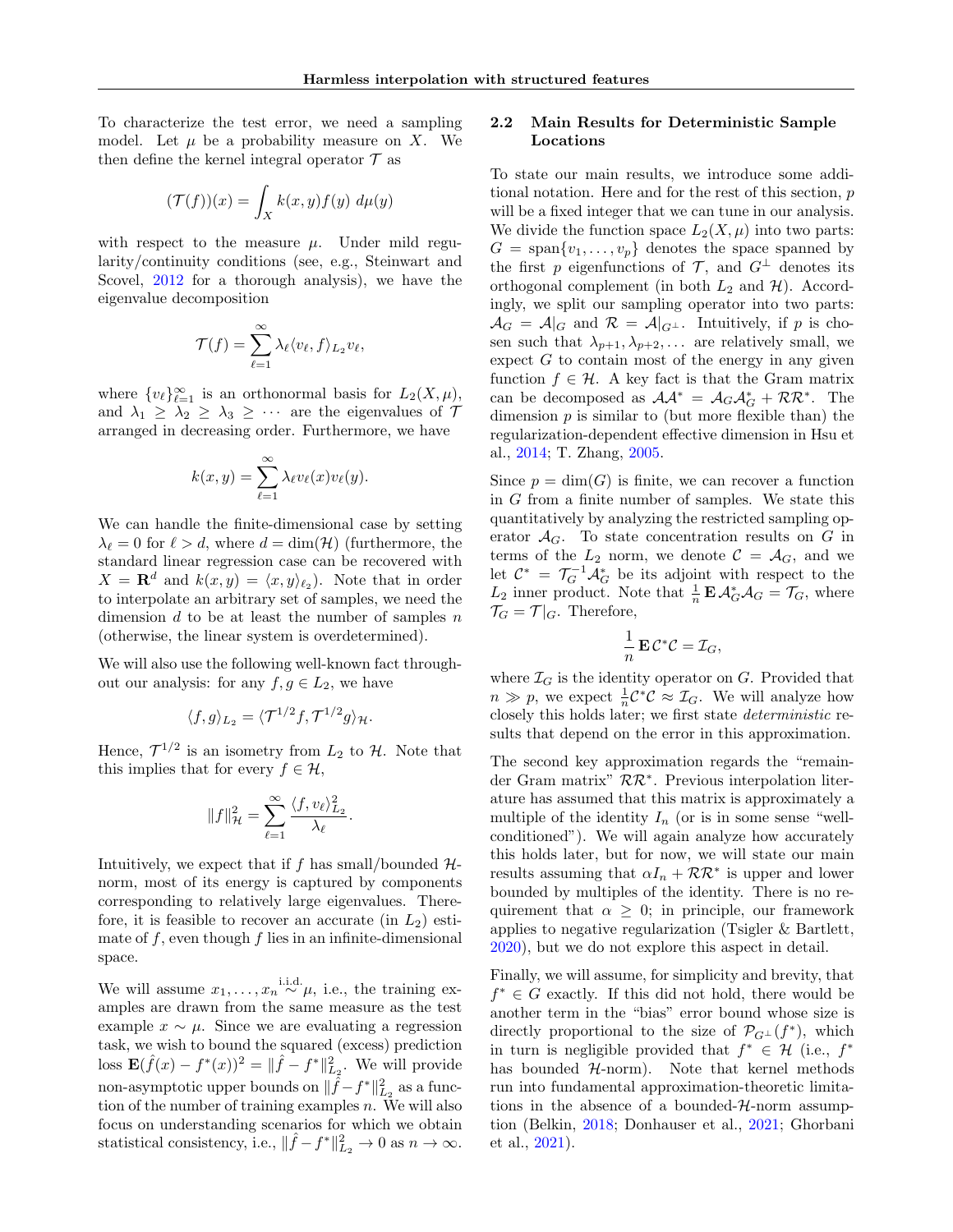To characterize the test error, we need a sampling model. Let $\mu$ be a probability measure on $X$. We then define the kernel integral operator $\mathcal{T}$ as

$$(\mathcal{T}(f))(x) = \int_X k(x,y) f(y) \; d\mu(y)$$

with respect to the measure $\mu$. Under mild regularity/continuity conditions (see, e.g., Steinwart and Scovel, 2012 for a thorough analysis), we have the eigenvalue decomposition

$$\mathcal{T}(f) = \sum_{\ell=1}^{\infty} \lambda_\ell \langle v_\ell, f \rangle_{L_2} v_\ell,$$

where $\{v_\ell\}_{\ell=1}^{\infty}$ is an orthonormal basis for $L_2(X, \mu)$, and $\lambda_1 \geq \lambda_2 \geq \lambda_3 \geq \cdots$ are the eigenvalues of $\mathcal{T}$ arranged in decreasing order. Furthermore, we have

$$k(x,y) = \sum_{\ell=1}^{\infty} \lambda_\ell v_\ell(x) v_\ell(y).$$

We can handle the finite-dimensional case by setting $\lambda_\ell = 0$ for $\ell > d$, where $d = \dim(\mathcal{H})$ (furthermore, the standard linear regression case can be recovered with $X = \mathbf{R}^d$ and $k(x,y) = \langle x, y \rangle_{\ell_2}$). Note that in order to interpolate an arbitrary set of samples, we need the dimension $d$ to be at least the number of samples $n$ (otherwise, the linear system is overdetermined).

We will also use the following well-known fact throughout our analysis: for any $f, g \in L_2$, we have

$$\langle f, g \rangle_{L_2} = \langle \mathcal{T}^{1/2} f, \mathcal{T}^{1/2} g \rangle_{\mathcal{H}}.$$

Hence, $\mathcal{T}^{1/2}$ is an isometry from $L_2$ to $\mathcal{H}$. Note that this implies that for every $f \in \mathcal{H}$,

$$\|f\|_{\mathcal{H}}^2 = \sum_{\ell=1}^{\infty} \frac{\langle f, v_\ell \rangle_{L_2}^2}{\lambda_\ell}.$$

Intuitively, we expect that if $f$ has small/bounded $\mathcal{H}$-norm, most of its energy is captured by components corresponding to relatively large eigenvalues. Therefore, it is feasible to recover an accurate (in $L_2$) estimate of $f$, even though $f$ lies in an infinite-dimensional space.

We will assume $x_1, \ldots, x_n \overset{\text{i.i.d.}}{\sim} \mu$, i.e., the training examples are drawn from the same measure as the test example $x \sim \mu$. Since we are evaluating a regression task, we wish to bound the squared (excess) prediction loss $\mathbf{E}(\hat{f}(x) - f^*(x))^2 = \|\hat{f} - f^*\|_{L_2}^2$. We will provide non-asymptotic upper bounds on $\|\hat{f} - f^*\|_{L_2}^2$ as a function of the number of training examples $n$. We will also focus on understanding scenarios for which we obtain statistical consistency, i.e., $\|\hat{f} - f^*\|_{L_2}^2 \to 0$ as $n \to \infty$.

## 2.2 Main Results for Deterministic Sample Locations

To state our main results, we introduce some additional notation. Here and for the rest of this section, $p$ will be a fixed integer that we can tune in our analysis. We divide the function space $L_2(X, \mu)$ into two parts: $G = \operatorname{span}\{v_1, \ldots, v_p\}$ denotes the space spanned by the first $p$ eigenfunctions of $\mathcal{T}$, and $G^\perp$ denotes its orthogonal complement (in both $L_2$ and $\mathcal{H}$). Accordingly, we split our sampling operator into two parts: $\mathcal{A}_G = \mathcal{A}|_G$ and $\mathcal{R} = \mathcal{A}|_{G^\perp}$. Intuitively, if $p$ is chosen such that $\lambda_{p+1}, \lambda_{p+2}, \ldots$ are relatively small, we expect $G$ to contain most of the energy in any given function $f \in \mathcal{H}$. A key fact is that the Gram matrix can be decomposed as $\mathcal{A}\mathcal{A}^* = \mathcal{A}_G \mathcal{A}_G^* + \mathcal{R}\mathcal{R}^*$. The dimension $p$ is similar to (but more flexible than) the regularization-dependent effective dimension in Hsu et al., 2014; T. Zhang, 2005.

Since $p = \dim(G)$ is finite, we can recover a function in $G$ from a finite number of samples. We state this quantitatively by analyzing the restricted sampling operator $\mathcal{A}_G$. To state concentration results on $G$ in terms of the $L_2$ norm, we denote $\mathcal{C} = \mathcal{A}_G$, and we let $\mathcal{C}^* = \mathcal{T}_G^{-1} \mathcal{A}_G^*$ be its adjoint with respect to the $L_2$ inner product. Note that $\frac{1}{n} \mathbf{E} \mathcal{A}_G^* \mathcal{A}_G = \mathcal{T}_G$, where $\mathcal{T}_G = \mathcal{T}|_G$. Therefore,

$$\frac{1}{n} \mathbf{E} \, \mathcal{C}^* \mathcal{C} = \mathcal{I}_G,$$

where $\mathcal{I}_G$ is the identity operator on $G$. Provided that $n \gg p$, we expect $\frac{1}{n} \mathcal{C}^* \mathcal{C} \approx \mathcal{I}_G$. We will analyze how closely this holds later; we first state *deterministic* results that depend on the error in this approximation.

The second key approximation regards the "remainder Gram matrix" $\mathcal{R}\mathcal{R}^*$. Previous interpolation literature has assumed that this matrix is approximately a multiple of the identity $I_n$ (or is in some sense "well-conditioned"). We will again analyze how accurately this holds later, but for now, we will state our main results assuming that $\alpha I_n + \mathcal{R}\mathcal{R}^*$ is upper and lower bounded by multiples of the identity. There is no requirement that $\alpha \geq 0$; in principle, our framework applies to negative regularization (Tsigler & Bartlett, 2020), but we do not explore this aspect in detail.

Finally, we will assume, for simplicity and brevity, that $f^* \in G$ exactly. If this did not hold, there would be another term in the "bias" error bound whose size is directly proportional to the size of $\mathcal{P}_{G^\perp}(f^*)$, which in turn is negligible provided that $f^* \in \mathcal{H}$ (i.e., $f^*$ has bounded $\mathcal{H}$-norm). Note that kernel methods run into fundamental approximation-theoretic limitations in the absence of a bounded-$\mathcal{H}$-norm assumption (Belkin, 2018; Donhauser et al., 2021; Ghorbani et al., 2021).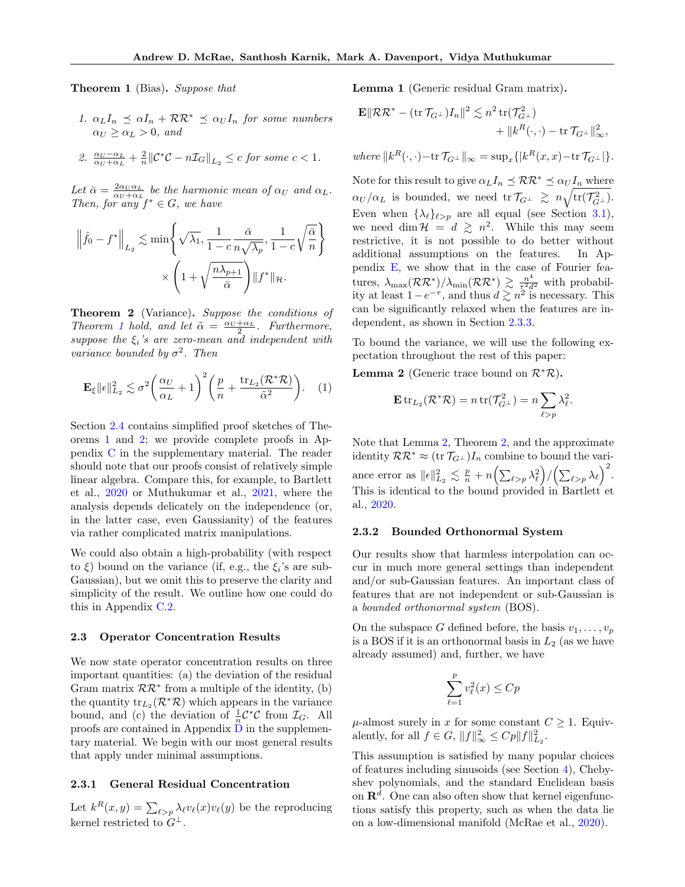**Theorem 1** (Bias)**.** *Suppose that*

1. $\alpha_L I_n \preceq \alpha I_n + \mathcal{R}\mathcal{R}^* \preceq \alpha_U I_n$ *for some numbers* $\alpha_U \geq \alpha_L > 0$, *and*
2. $\frac{\alpha_U - \alpha_L}{\alpha_U + \alpha_L} + \frac{2}{n} \|\mathcal{C}^*\mathcal{C} - n\mathcal{I}_G\|_{L_2} \leq c$ *for some* $c < 1$.

*Let* $\bar{\alpha} = \frac{2\alpha_U \alpha_L}{\alpha_U + \alpha_L}$ *be the harmonic mean of* $\alpha_U$ *and* $\alpha_L$. *Then, for any* $f^* \in G$, *we have*

$$\left\|\hat{f}_0 - f^*\right\|_{L_2} \lesssim \min\left\{\sqrt{\lambda_1}, \frac{1}{1-c}\frac{\bar{\alpha}}{n\sqrt{\lambda_p}}, \frac{1}{1-c}\sqrt{\frac{\bar{\alpha}}{n}}\right\} \times \left(1 + \sqrt{\frac{n\lambda_{p+1}}{\bar{\alpha}}}\right)\|f^*\|_{\mathcal{H}}.$$

**Theorem 2** (Variance)**.** *Suppose the conditions of Theorem 1 hold, and let* $\tilde{\alpha} = \frac{\alpha_U + \alpha_L}{2}$. *Furthermore, suppose the* $\xi_i$*'s are zero-mean and independent with variance bounded by* $\sigma^2$. *Then*

$$\mathbf{E}_\xi \|\epsilon\|_{L_2}^2 \lesssim \sigma^2 \left(\frac{\alpha_U}{\alpha_L} + 1\right)^2 \left(\frac{p}{n} + \frac{\operatorname{tr}_{L_2}(\mathcal{R}^*\mathcal{R})}{\tilde{\alpha}^2}\right). \quad (1)$$

Section 2.4 contains simplified proof sketches of Theorems 1 and 2; we provide complete proofs in Appendix C in the supplementary material. The reader should note that our proofs consist of relatively simple linear algebra. Compare this, for example, to Bartlett et al., 2020 or Muthukumar et al., 2021, where the analysis depends delicately on the independence (or, in the latter case, even Gaussianity) of the features via rather complicated matrix manipulations.

We could also obtain a high-probability (with respect to $\xi$) bound on the variance (if, e.g., the $\xi_i$'s are sub-Gaussian), but we omit this to preserve the clarity and simplicity of the result. We outline how one could do this in Appendix C.2.

### 2.3 Operator Concentration Results

We now state operator concentration results on three important quantities: (a) the deviation of the residual Gram matrix $\mathcal{R}\mathcal{R}^*$ from a multiple of the identity, (b) the quantity $\operatorname{tr}_{L_2}(\mathcal{R}^*\mathcal{R})$ which appears in the variance bound, and (c) the deviation of $\frac{1}{n}\mathcal{C}^*\mathcal{C}$ from $\mathcal{I}_G$. All proofs are contained in Appendix D in the supplementary material. We begin with our most general results that apply under minimal assumptions.

#### 2.3.1 General Residual Concentration

Let $k^R(x, y) = \sum_{\ell > p} \lambda_\ell v_\ell(x) v_\ell(y)$ be the reproducing kernel restricted to $G^\perp$.

**Lemma 1** (Generic residual Gram matrix)**.**

$$\mathbf{E}\|\mathcal{R}\mathcal{R}^* - (\operatorname{tr}\mathcal{T}_{G^\perp})I_n\|^2 \lesssim n^2 \operatorname{tr}(\mathcal{T}_{G^\perp}^2) + \|k^R(\cdot,\cdot) - \operatorname{tr}\mathcal{T}_{G^\perp}\|_\infty^2,$$

*where* $\|k^R(\cdot,\cdot) - \operatorname{tr}\mathcal{T}_{G^\perp}\|_\infty = \sup_x\{|k^R(x,x) - \operatorname{tr}\mathcal{T}_{G^\perp}|\}$.

Note for this result to give $\alpha_L I_n \preceq \mathcal{R}\mathcal{R}^* \preceq \alpha_U I_n$ where $\alpha_U/\alpha_L$ is bounded, we need $\operatorname{tr}\mathcal{T}_{G^\perp} \gtrsim n\sqrt{\operatorname{tr}(\mathcal{T}_{G^\perp}^2)}$. Even when $\{\lambda_\ell\}_{\ell>p}$ are all equal (see Section 3.1), we need $\dim \mathcal{H} = d \gtrsim n^2$. While this may seem restrictive, it is not possible to do better without additional assumptions on the features. In Appendix E, we show that in the case of Fourier features, $\lambda_{\max}(\mathcal{R}\mathcal{R}^*)/\lambda_{\min}(\mathcal{R}\mathcal{R}^*) \gtrsim \frac{n^4}{\tau^2 d^2}$ with probability at least $1 - e^{-\tau}$, and thus $d \gtrsim n^2$ is necessary. This can be significantly relaxed when the features are independent, as shown in Section 2.3.3.

To bound the variance, we will use the following expectation throughout the rest of this paper:

**Lemma 2** (Generic trace bound on $\mathcal{R}^*\mathcal{R}$)**.**

$$\mathbf{E}\operatorname{tr}_{L_2}(\mathcal{R}^*\mathcal{R}) = n\operatorname{tr}(\mathcal{T}_{G^\perp}^2) = n\sum_{\ell>p}\lambda_\ell^2.$$

Note that Lemma 2, Theorem 2, and the approximate identity $\mathcal{R}\mathcal{R}^* \approx (\operatorname{tr}\mathcal{T}_{G^\perp})I_n$ combine to bound the variance error as $\|\epsilon\|_{L_2}^2 \lesssim \frac{p}{n} + n\left(\sum_{\ell>p}\lambda_\ell^2\right)/\left(\sum_{\ell>p}\lambda_\ell\right)^2$. This is identical to the bound provided in Bartlett et al., 2020.

#### 2.3.2 Bounded Orthonormal System

Our results show that harmless interpolation can occur in much more general settings than independent and/or sub-Gaussian features. An important class of features that are not independent or sub-Gaussian is a *bounded orthonormal system* (BOS).

On the subspace $G$ defined before, the basis $v_1, \ldots, v_p$ is a BOS if it is an orthonormal basis in $L_2$ (as we have already assumed) and, further, we have

$$\sum_{\ell=1}^{p} v_\ell^2(x) \leq Cp$$

$\mu$-almost surely in $x$ for some constant $C \geq 1$. Equivalently, for all $f \in G$, $\|f\|_\infty^2 \leq Cp\|f\|_{L_2}^2$.

This assumption is satisfied by many popular choices of features including sinusoids (see Section 4), Chebyshev polynomials, and the standard Euclidean basis on $\mathbf{R}^d$. One can also often show that kernel eigenfunctions satisfy this property, such as when the data lie on a low-dimensional manifold (McRae et al., 2020).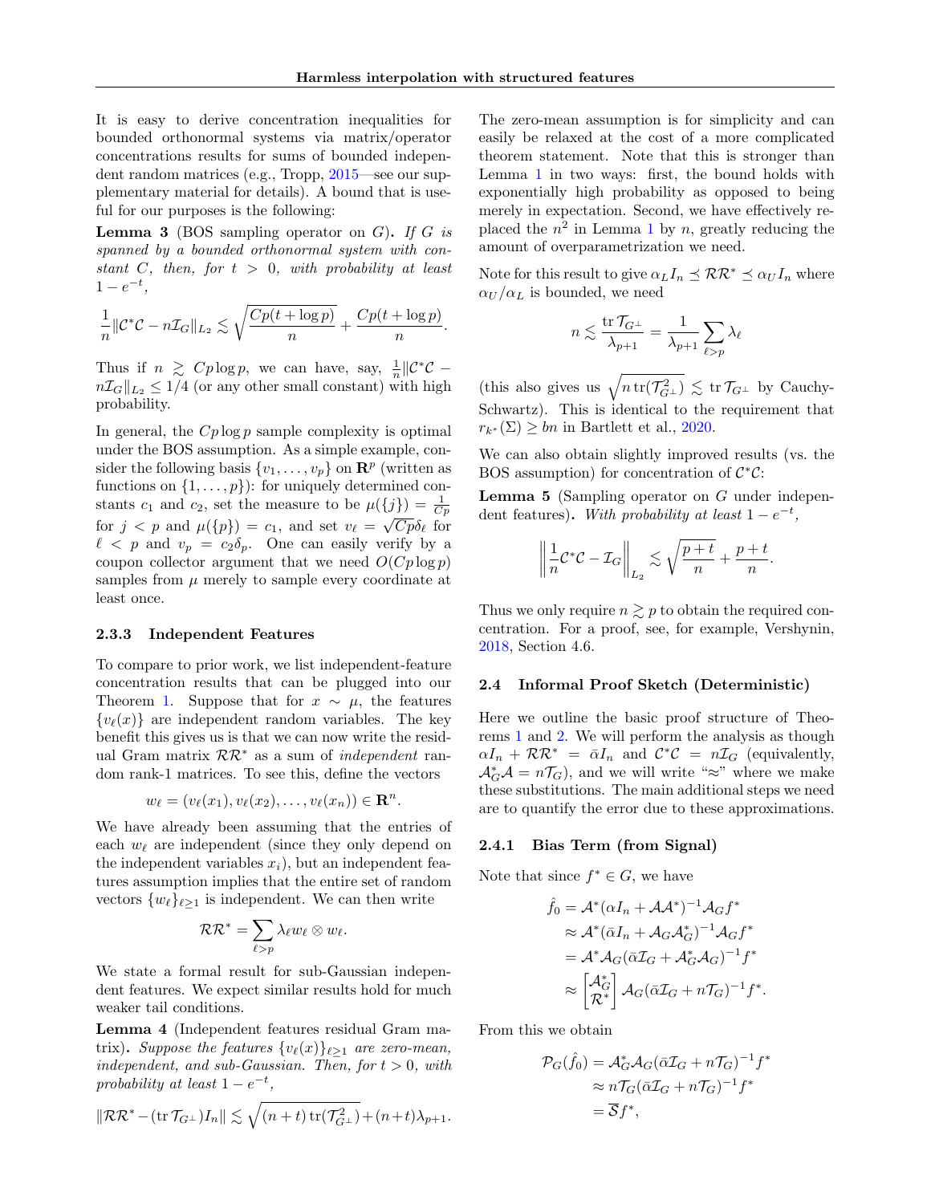It is easy to derive concentration inequalities for bounded orthonormal systems via matrix/operator concentrations results for sums of bounded independent random matrices (e.g., Tropp, 2015—see our supplementary material for details). A bound that is useful for our purposes is the following:

**Lemma 3** (BOS sampling operator on $G$). *If $G$ is spanned by a bounded orthonormal system with constant $C$, then, for $t > 0$, with probability at least $1 - e^{-t}$,*

$$\frac{1}{n}\|\mathcal{C}^*\mathcal{C} - n\mathcal{I}_G\|_{L_2} \lesssim \sqrt{\frac{Cp(t + \log p)}{n}} + \frac{Cp(t + \log p)}{n}.$$

Thus if $n \gtrsim Cp\log p$, we can have, say, $\frac{1}{n}\|\mathcal{C}^*\mathcal{C} - n\mathcal{I}_G\|_{L_2} \leq 1/4$ (or any other small constant) with high probability.

In general, the $Cp\log p$ sample complexity is optimal under the BOS assumption. As a simple example, consider the following basis $\{v_1, \ldots, v_p\}$ on $\mathbf{R}^p$ (written as functions on $\{1, \ldots, p\}$): for uniquely determined constants $c_1$ and $c_2$, set the measure to be $\mu(\{j\}) = \frac{1}{Cp}$ for $j < p$ and $\mu(\{p\}) = c_1$, and set $v_\ell = \sqrt{Cp}\delta_\ell$ for $\ell < p$ and $v_p = c_2\delta_p$. One can easily verify by a coupon collector argument that we need $O(Cp\log p)$ samples from $\mu$ merely to sample every coordinate at least once.

### 2.3.3 Independent Features

To compare to prior work, we list independent-feature concentration results that can be plugged into our Theorem 1. Suppose that for $x \sim \mu$, the features $\{v_\ell(x)\}$ are independent random variables. The key benefit this gives us is that we can now write the residual Gram matrix $\mathcal{R}\mathcal{R}^*$ as a sum of *independent* random rank-1 matrices. To see this, define the vectors

$$w_\ell = (v_\ell(x_1), v_\ell(x_2), \ldots, v_\ell(x_n)) \in \mathbf{R}^n.$$

We have already been assuming that the entries of each $w_\ell$ are independent (since they only depend on the independent variables $x_i$), but an independent features assumption implies that the entire set of random vectors $\{w_\ell\}_{\ell \geq 1}$ is independent. We can then write

$$\mathcal{R}\mathcal{R}^* = \sum_{\ell > p} \lambda_\ell w_\ell \otimes w_\ell.$$

We state a formal result for sub-Gaussian independent features. We expect similar results hold for much weaker tail conditions.

**Lemma 4** (Independent features residual Gram matrix). *Suppose the features $\{v_\ell(x)\}_{\ell \geq 1}$ are zero-mean, independent, and sub-Gaussian. Then, for $t > 0$, with probability at least $1 - e^{-t}$,*

$$\|\mathcal{R}\mathcal{R}^* - (\operatorname{tr}\mathcal{T}_{G^\perp})I_n\| \lesssim \sqrt{(n+t)\operatorname{tr}(\mathcal{T}_{G^\perp}^2)} + (n+t)\lambda_{p+1}.$$

The zero-mean assumption is for simplicity and can easily be relaxed at the cost of a more complicated theorem statement. Note that this is stronger than Lemma 1 in two ways: first, the bound holds with exponentially high probability as opposed to being merely in expectation. Second, we have effectively replaced the $n^2$ in Lemma 1 by $n$, greatly reducing the amount of overparametrization we need.

Note for this result to give $\alpha_L I_n \preceq \mathcal{R}\mathcal{R}^* \preceq \alpha_U I_n$ where $\alpha_U/\alpha_L$ is bounded, we need

$$n \lesssim \frac{\operatorname{tr}\mathcal{T}_{G^\perp}}{\lambda_{p+1}} = \frac{1}{\lambda_{p+1}}\sum_{\ell > p}\lambda_\ell$$

(this also gives us $\sqrt{n\operatorname{tr}(\mathcal{T}_{G^\perp}^2)} \lesssim \operatorname{tr}\mathcal{T}_{G^\perp}$ by Cauchy-Schwartz). This is identical to the requirement that $r_{k^*}(\Sigma) \geq bn$ in Bartlett et al., 2020.

We can also obtain slightly improved results (vs. the BOS assumption) for concentration of $\mathcal{C}^*\mathcal{C}$:

**Lemma 5** (Sampling operator on $G$ under independent features). *With probability at least $1 - e^{-t}$,*

$$\left\|\frac{1}{n}\mathcal{C}^*\mathcal{C} - \mathcal{I}_G\right\|_{L_2} \lesssim \sqrt{\frac{p+t}{n}} + \frac{p+t}{n}.$$

Thus we only require $n \gtrsim p$ to obtain the required concentration. For a proof, see, for example, Vershynin, 2018, Section 4.6.

## 2.4 Informal Proof Sketch (Deterministic)

Here we outline the basic proof structure of Theorems 1 and 2. We will perform the analysis as though $\alpha I_n + \mathcal{R}\mathcal{R}^* = \bar{\alpha} I_n$ and $\mathcal{C}^*\mathcal{C} = n\mathcal{I}_G$ (equivalently, $\mathcal{A}_G^*\mathcal{A} = n\mathcal{T}_G$), and we will write "$\approx$" where we make these substitutions. The main additional steps we need are to quantify the error due to these approximations.

### 2.4.1 Bias Term (from Signal)

Note that since $f^* \in G$, we have

$$\begin{aligned}
\hat{f}_0 &= \mathcal{A}^*(\alpha I_n + \mathcal{A}\mathcal{A}^*)^{-1}\mathcal{A}_G f^* \\
&\approx \mathcal{A}^*(\bar{\alpha} I_n + \mathcal{A}_G\mathcal{A}_G^*)^{-1}\mathcal{A}_G f^* \\
&= \mathcal{A}^*\mathcal{A}_G(\bar{\alpha}\mathcal{I}_G + \mathcal{A}_G^*\mathcal{A}_G)^{-1} f^* \\
&\approx \begin{bmatrix} \mathcal{A}_G^* \\ \mathcal{R}^* \end{bmatrix} \mathcal{A}_G(\bar{\alpha}\mathcal{I}_G + n\mathcal{T}_G)^{-1} f^*.
\end{aligned}$$

From this we obtain

$$\begin{aligned}
\mathcal{P}_G(\hat{f}_0) &= \mathcal{A}_G^*\mathcal{A}_G(\bar{\alpha}\mathcal{I}_G + n\mathcal{T}_G)^{-1} f^* \\
&\approx n\mathcal{T}_G(\bar{\alpha}\mathcal{I}_G + n\mathcal{T}_G)^{-1} f^* \\
&= \overline{\mathcal{S}} f^*,
\end{aligned}$$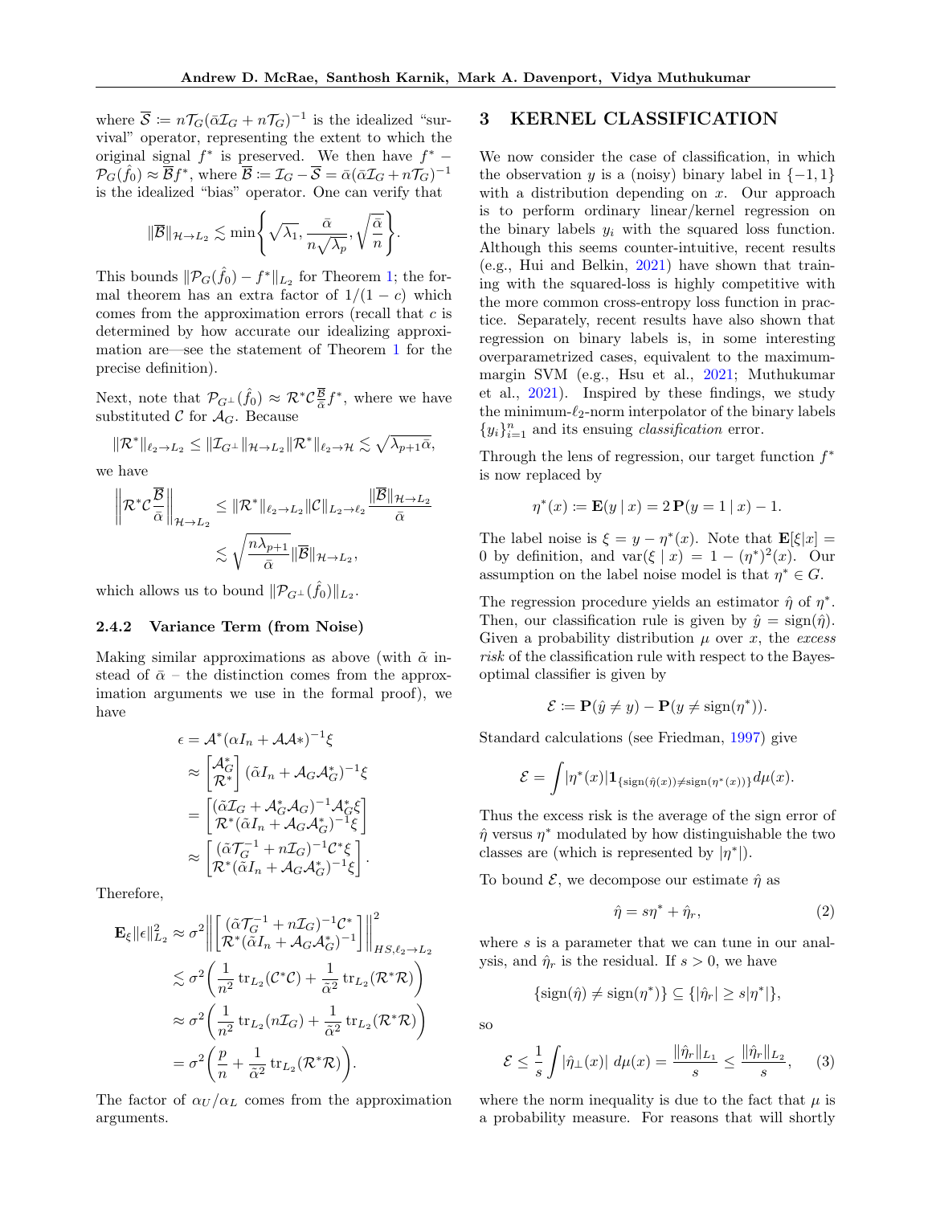where $\overline{\mathcal{S}} \coloneqq n\mathcal{T}_G(\bar{\alpha}\mathcal{I}_G + n\mathcal{T}_G)^{-1}$ is the idealized "survival" operator, representing the extent to which the original signal $f^*$ is preserved. We then have $f^* - \mathcal{P}_G(\hat{f}_0) \approx \overline{\mathcal{B}}f^*$, where $\overline{\mathcal{B}} \coloneqq \mathcal{I}_G - \overline{\mathcal{S}} = \bar{\alpha}(\bar{\alpha}\mathcal{I}_G + n\mathcal{T}_G)^{-1}$ is the idealized "bias" operator. One can verify that

$$\|\overline{\mathcal{B}}\|_{\mathcal{H}\to L_2} \lesssim \min\left\{\sqrt{\lambda_1}, \frac{\bar{\alpha}}{n\sqrt{\lambda_p}}, \sqrt{\frac{\bar{\alpha}}{n}}\right\}.$$

This bounds $\|\mathcal{P}_G(\hat{f}_0) - f^*\|_{L_2}$ for Theorem 1; the formal theorem has an extra factor of $1/(1-c)$ which comes from the approximation errors (recall that $c$ is determined by how accurate our idealizing approximation are—see the statement of Theorem 1 for the precise definition).

Next, note that $\mathcal{P}_{G^\perp}(\hat{f}_0) \approx \mathcal{R}^*\mathcal{C}\frac{\overline{\mathcal{B}}}{\bar{\alpha}}f^*$, where we have substituted $\mathcal{C}$ for $\mathcal{A}_G$. Because

$$\|\mathcal{R}^*\|_{\ell_2\to L_2} \le \|\mathcal{I}_{G^\perp}\|_{\mathcal{H}\to L_2}\|\mathcal{R}^*\|_{\ell_2\to\mathcal{H}} \lesssim \sqrt{\lambda_{p+1}\bar{\alpha}},$$

we have

$$\begin{aligned}\left\|\mathcal{R}^*\mathcal{C}\frac{\overline{\mathcal{B}}}{\bar{\alpha}}\right\|_{\mathcal{H}\to L_2} &\le \|\mathcal{R}^*\|_{\ell_2\to L_2}\|\mathcal{C}\|_{L_2\to\ell_2}\frac{\|\overline{\mathcal{B}}\|_{\mathcal{H}\to L_2}}{\bar{\alpha}} \\ &\lesssim \sqrt{\frac{n\lambda_{p+1}}{\bar{\alpha}}}\|\overline{\mathcal{B}}\|_{\mathcal{H}\to L_2},\end{aligned}$$

which allows us to bound $\|\mathcal{P}_{G^\perp}(\hat{f}_0)\|_{L_2}$.

### 2.4.2 Variance Term (from Noise)

Making similar approximations as above (with $\tilde{\alpha}$ instead of $\bar{\alpha}$ – the distinction comes from the approximation arguments we use in the formal proof), we have

$$\begin{aligned}\epsilon &= \mathcal{A}^*(\alpha I_n + \mathcal{A}\mathcal{A}*)^{-1}\xi \\ &\approx \begin{bmatrix}\mathcal{A}_G^* \\ \mathcal{R}^*\end{bmatrix}(\tilde{\alpha}I_n + \mathcal{A}_G\mathcal{A}_G^*)^{-1}\xi \\ &= \begin{bmatrix}(\tilde{\alpha}\mathcal{I}_G + \mathcal{A}_G^*\mathcal{A}_G)^{-1}\mathcal{A}_G^*\xi \\ \mathcal{R}^*(\tilde{\alpha}I_n + \mathcal{A}_G\mathcal{A}_G^*)^{-1}\xi\end{bmatrix} \\ &\approx \begin{bmatrix}(\tilde{\alpha}\mathcal{T}_G^{-1} + n\mathcal{I}_G)^{-1}\mathcal{C}^*\xi \\ \mathcal{R}^*(\tilde{\alpha}I_n + \mathcal{A}_G\mathcal{A}_G^*)^{-1}\xi\end{bmatrix}.\end{aligned}$$

Therefore,

$$\begin{aligned}\mathbf{E}_\xi\|\epsilon\|_{L_2}^2 &\approx \sigma^2\left\|\begin{bmatrix}(\tilde{\alpha}\mathcal{T}_G^{-1} + n\mathcal{I}_G)^{-1}\mathcal{C}^* \\ \mathcal{R}^*(\tilde{\alpha}I_n + \mathcal{A}_G\mathcal{A}_G^*)^{-1}\end{bmatrix}\right\|_{HS,\ell_2\to L_2}^2 \\ &\lesssim \sigma^2\left(\frac{1}{n^2}\operatorname{tr}_{L_2}(\mathcal{C}^*\mathcal{C}) + \frac{1}{\tilde{\alpha}^2}\operatorname{tr}_{L_2}(\mathcal{R}^*\mathcal{R})\right) \\ &\approx \sigma^2\left(\frac{1}{n^2}\operatorname{tr}_{L_2}(n\mathcal{I}_G) + \frac{1}{\tilde{\alpha}^2}\operatorname{tr}_{L_2}(\mathcal{R}^*\mathcal{R})\right) \\ &= \sigma^2\left(\frac{p}{n} + \frac{1}{\tilde{\alpha}^2}\operatorname{tr}_{L_2}(\mathcal{R}^*\mathcal{R})\right).\end{aligned}$$

The factor of $\alpha_U/\alpha_L$ comes from the approximation arguments.

## 3 KERNEL CLASSIFICATION

We now consider the case of classification, in which the observation $y$ is a (noisy) binary label in $\{-1, 1\}$ with a distribution depending on $x$. Our approach is to perform ordinary linear/kernel regression on the binary labels $y_i$ with the squared loss function. Although this seems counter-intuitive, recent results (e.g., Hui and Belkin, 2021) have shown that training with the squared-loss is highly competitive with the more common cross-entropy loss function in practice. Separately, recent results have also shown that regression on binary labels is, in some interesting overparametrized cases, equivalent to the maximum-margin SVM (e.g., Hsu et al., 2021; Muthukumar et al., 2021). Inspired by these findings, we study the minimum-$\ell_2$-norm interpolator of the binary labels $\{y_i\}_{i=1}^n$ and its ensuing *classification* error.

Through the lens of regression, our target function $f^*$ is now replaced by

$$\eta^*(x) \coloneqq \mathbf{E}(y \mid x) = 2\,\mathbf{P}(y = 1 \mid x) - 1.$$

The label noise is $\xi = y - \eta^*(x)$. Note that $\mathbf{E}[\xi|x] = 0$ by definition, and $\operatorname{var}(\xi \mid x) = 1 - (\eta^*)^2(x)$. Our assumption on the label noise model is that $\eta^* \in G$.

The regression procedure yields an estimator $\hat{\eta}$ of $\eta^*$. Then, our classification rule is given by $\hat{y} = \operatorname{sign}(\hat{\eta})$. Given a probability distribution $\mu$ over $x$, the *excess risk* of the classification rule with respect to the Bayes-optimal classifier is given by

$$\mathcal{E} \coloneqq \mathbf{P}(\hat{y} \ne y) - \mathbf{P}(y \ne \operatorname{sign}(\eta^*)).$$

Standard calculations (see Friedman, 1997) give

$$\mathcal{E} = \int |\eta^*(x)|\mathbf{1}_{\{\operatorname{sign}(\hat{\eta}(x))\ne\operatorname{sign}(\eta^*(x))\}}d\mu(x).$$

Thus the excess risk is the average of the sign error of $\hat{\eta}$ versus $\eta^*$ modulated by how distinguishable the two classes are (which is represented by $|\eta^*|$).

To bound $\mathcal{E}$, we decompose our estimate $\hat{\eta}$ as

$$\hat{\eta} = s\eta^* + \hat{\eta}_r, \tag{2}$$

where $s$ is a parameter that we can tune in our analysis, and $\hat{\eta}_r$ is the residual. If $s > 0$, we have

$$\{\operatorname{sign}(\hat{\eta}) \ne \operatorname{sign}(\eta^*)\} \subseteq \{|\hat{\eta}_r| \ge s|\eta^*|\},$$

so

$$\mathcal{E} \le \frac{1}{s}\int |\hat{\eta}_\perp(x)|\;d\mu(x) = \frac{\|\hat{\eta}_r\|_{L_1}}{s} \le \frac{\|\hat{\eta}_r\|_{L_2}}{s}, \tag{3}$$

where the norm inequality is due to the fact that $\mu$ is a probability measure. For reasons that will shortly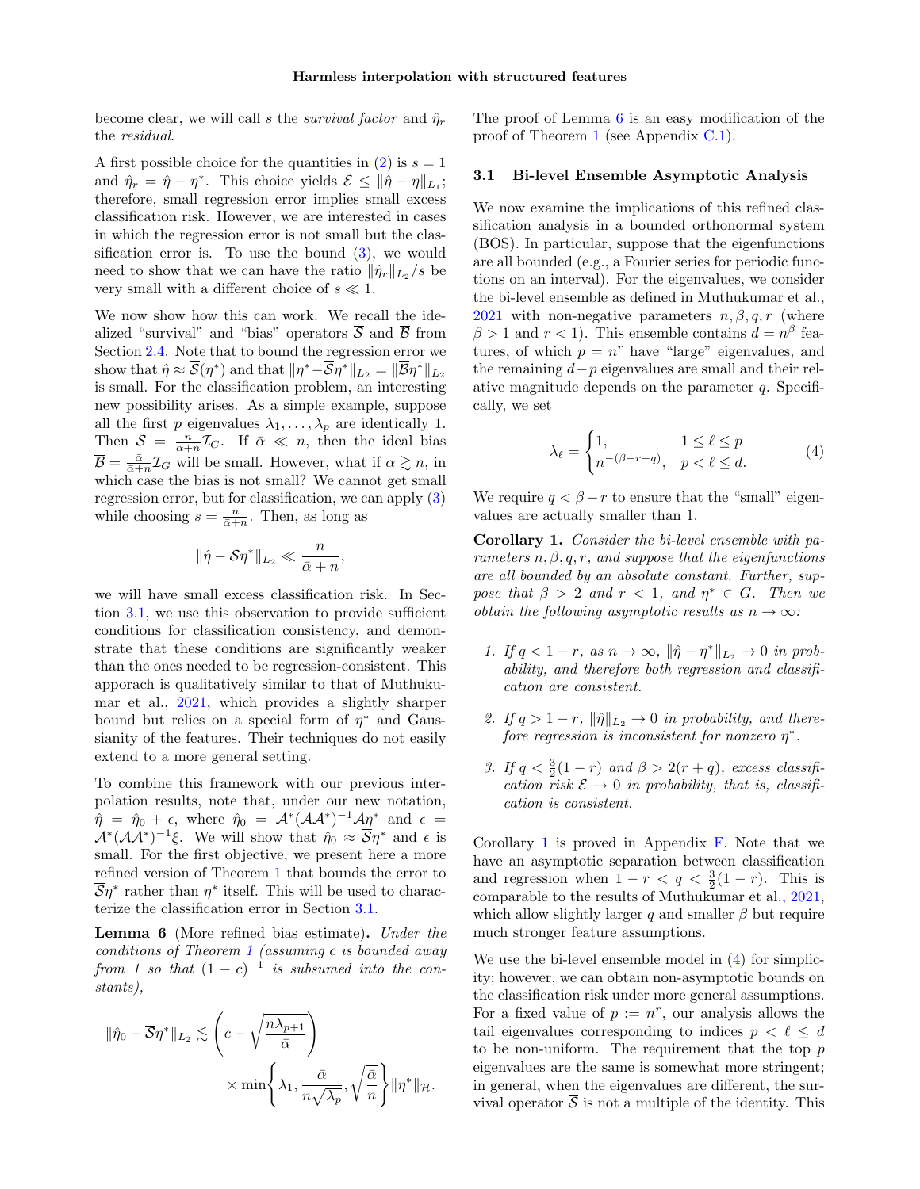become clear, we will call $s$ the *survival factor* and $\hat{\eta}_r$ the *residual*.

A first possible choice for the quantities in (2) is $s = 1$ and $\hat{\eta}_r = \hat{\eta} - \eta^*$. This choice yields $\mathcal{E} \leq \|\hat{\eta} - \eta\|_{L_1}$; therefore, small regression error implies small excess classification risk. However, we are interested in cases in which the regression error is not small but the classification error is. To use the bound (3), we would need to show that we can have the ratio $\|\hat{\eta}_r\|_{L_2}/s$ be very small with a different choice of $s \ll 1$.

We now show how this can work. We recall the idealized "survival" and "bias" operators $\overline{\mathcal{S}}$ and $\overline{\mathcal{B}}$ from Section 2.4. Note that to bound the regression error we show that $\hat{\eta} \approx \overline{\mathcal{S}}(\eta^*)$ and that $\|\eta^* - \overline{\mathcal{S}}\eta^*\|_{L_2} = \|\overline{\mathcal{B}}\eta^*\|_{L_2}$ is small. For the classification problem, an interesting new possibility arises. As a simple example, suppose all the first $p$ eigenvalues $\lambda_1, \ldots, \lambda_p$ are identically 1. Then $\overline{\mathcal{S}} = \frac{n}{\bar{\alpha}+n}\mathcal{I}_G$. If $\bar{\alpha} \ll n$, then the ideal bias $\overline{\mathcal{B}} = \frac{\bar{\alpha}}{\bar{\alpha}+n}\mathcal{I}_G$ will be small. However, what if $\alpha \gtrsim n$, in which case the bias is not small? We cannot get small regression error, but for classification, we can apply (3) while choosing $s = \frac{n}{\bar{\alpha}+n}$. Then, as long as

$$\|\hat{\eta} - \overline{\mathcal{S}}\eta^*\|_{L_2} \ll \frac{n}{\bar{\alpha}+n},$$

we will have small excess classification risk. In Section 3.1, we use this observation to provide sufficient conditions for classification consistency, and demonstrate that these conditions are significantly weaker than the ones needed to be regression-consistent. This apporach is qualitatively similar to that of Muthukumar et al., 2021, which provides a slightly sharper bound but relies on a special form of $\eta^*$ and Gaussianity of the features. Their techniques do not easily extend to a more general setting.

To combine this framework with our previous interpolation results, note that, under our new notation, $\hat{\eta} = \hat{\eta}_0 + \epsilon$, where $\hat{\eta}_0 = \mathcal{A}^*(\mathcal{A}\mathcal{A}^*)^{-1}\mathcal{A}\eta^*$ and $\epsilon = \mathcal{A}^*(\mathcal{A}\mathcal{A}^*)^{-1}\xi$. We will show that $\hat{\eta}_0 \approx \overline{\mathcal{S}}\eta^*$ and $\epsilon$ is small. For the first objective, we present here a more refined version of Theorem 1 that bounds the error to $\overline{\mathcal{S}}\eta^*$ rather than $\eta^*$ itself. This will be used to characterize the classification error in Section 3.1.

**Lemma 6** (More refined bias estimate)**.** *Under the conditions of Theorem 1 (assuming $c$ is bounded away from 1 so that $(1-c)^{-1}$ is subsumed into the constants),*

$$\|\hat{\eta}_0 - \overline{\mathcal{S}}\eta^*\|_{L_2} \lesssim \left(c + \sqrt{\frac{n\lambda_{p+1}}{\bar{\alpha}}}\right) \times \min\left\{\lambda_1, \frac{\bar{\alpha}}{n\sqrt{\lambda_p}}, \sqrt{\frac{\bar{\alpha}}{n}}\right\}\|\eta^*\|_{\mathcal{H}}.$$

The proof of Lemma 6 is an easy modification of the proof of Theorem 1 (see Appendix C.1).

### 3.1 Bi-level Ensemble Asymptotic Analysis

We now examine the implications of this refined classification analysis in a bounded orthonormal system (BOS). In particular, suppose that the eigenfunctions are all bounded (e.g., a Fourier series for periodic functions on an interval). For the eigenvalues, we consider the bi-level ensemble as defined in Muthukumar et al., 2021 with non-negative parameters $n, \beta, q, r$ (where $\beta > 1$ and $r < 1$). This ensemble contains $d = n^\beta$ features, of which $p = n^r$ have "large" eigenvalues, and the remaining $d - p$ eigenvalues are small and their relative magnitude depends on the parameter $q$. Specifically, we set

$$\lambda_\ell = \begin{cases} 1, & 1 \leq \ell \leq p \\ n^{-(\beta-r-q)}, & p < \ell \leq d. \end{cases} \tag{4}$$

We require $q < \beta - r$ to ensure that the "small" eigenvalues are actually smaller than 1.

**Corollary 1.** *Consider the bi-level ensemble with parameters $n, \beta, q, r$, and suppose that the eigenfunctions are all bounded by an absolute constant. Further, suppose that $\beta > 2$ and $r < 1$, and $\eta^* \in G$. Then we obtain the following asymptotic results as $n \to \infty$:*

1. *If $q < 1 - r$, as $n \to \infty$, $\|\hat{\eta} - \eta^*\|_{L_2} \to 0$ in probability, and therefore both regression and classification are consistent.*
2. *If $q > 1 - r$, $\|\hat{\eta}\|_{L_2} \to 0$ in probability, and therefore regression is inconsistent for nonzero $\eta^*$.*
3. *If $q < \frac{3}{2}(1-r)$ and $\beta > 2(r+q)$, excess classification risk $\mathcal{E} \to 0$ in probability, that is, classification is consistent.*

Corollary 1 is proved in Appendix F. Note that we have an asymptotic separation between classification and regression when $1 - r < q < \frac{3}{2}(1-r)$. This is comparable to the results of Muthukumar et al., 2021, which allow slightly larger $q$ and smaller $\beta$ but require much stronger feature assumptions.

We use the bi-level ensemble model in (4) for simplicity; however, we can obtain non-asymptotic bounds on the classification risk under more general assumptions. For a fixed value of $p := n^r$, our analysis allows the tail eigenvalues corresponding to indices $p < \ell \leq d$ to be non-uniform. The requirement that the top $p$ eigenvalues are the same is somewhat more stringent; in general, when the eigenvalues are different, the survival operator $\overline{\mathcal{S}}$ is not a multiple of the identity. This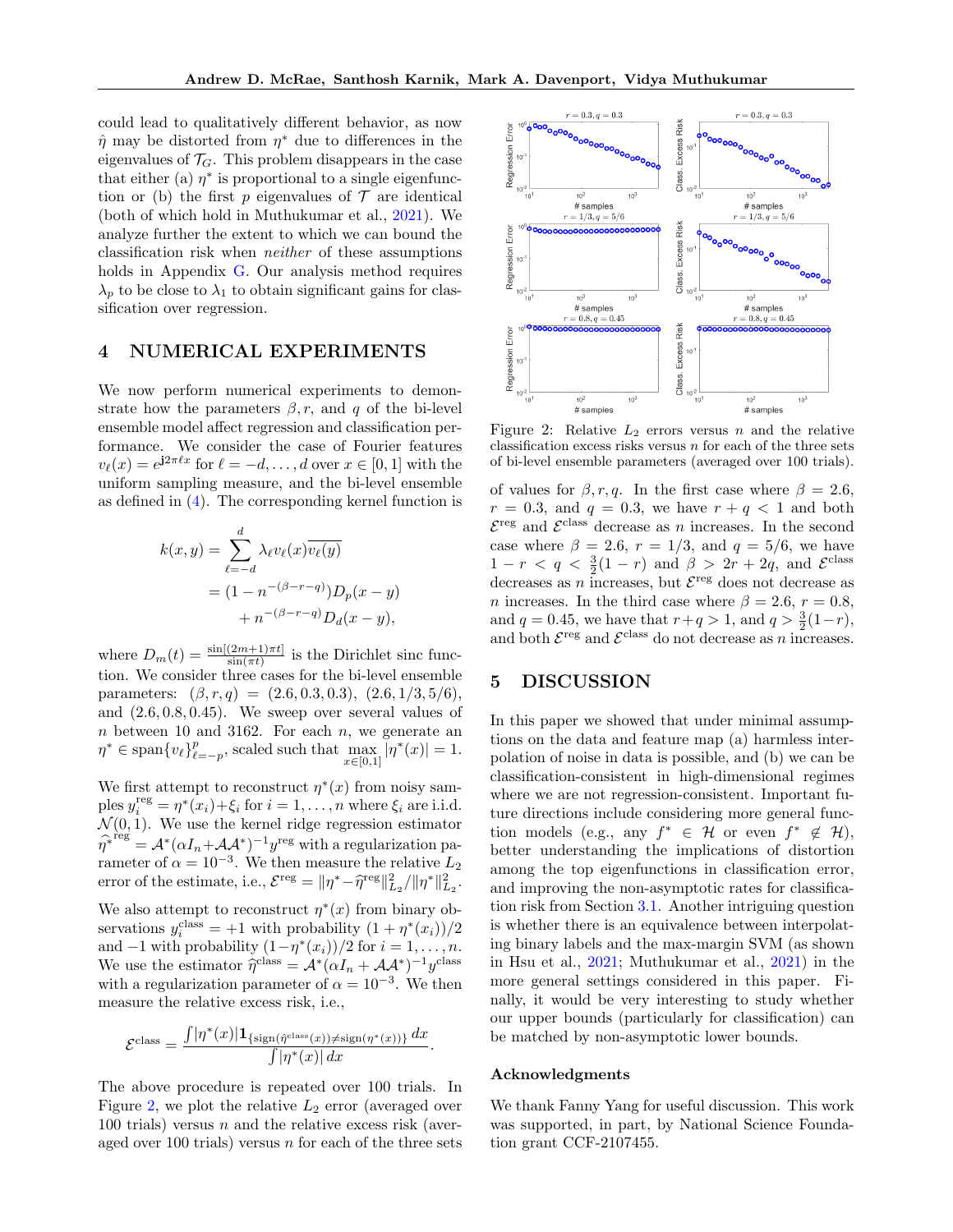could lead to qualitatively different behavior, as now $\hat{\eta}$ may be distorted from $\eta^*$ due to differences in the eigenvalues of $\mathcal{T}_G$. This problem disappears in the case that either (a) $\eta^*$ is proportional to a single eigenfunction or (b) the first $p$ eigenvalues of $\mathcal{T}$ are identical (both of which hold in Muthukumar et al., 2021). We analyze further the extent to which we can bound the classification risk when *neither* of these assumptions holds in Appendix G. Our analysis method requires $\lambda_p$ to be close to $\lambda_1$ to obtain significant gains for classification over regression.

## 4 NUMERICAL EXPERIMENTS

We now perform numerical experiments to demonstrate how the parameters $\beta, r,$ and $q$ of the bi-level ensemble model affect regression and classification performance. We consider the case of Fourier features $v_\ell(x) = e^{\mathbf{j}2\pi\ell x}$ for $\ell = -d, \ldots, d$ over $x \in [0,1]$ with the uniform sampling measure, and the bi-level ensemble as defined in (4). The corresponding kernel function is

$$
\begin{aligned}
k(x,y) &= \sum_{\ell=-d}^{d} \lambda_\ell v_\ell(x)\overline{v_\ell(y)} \\
&= (1 - n^{-(\beta-r-q)})D_p(x-y) \\
&\quad + n^{-(\beta-r-q)}D_d(x-y),
\end{aligned}
$$

where $D_m(t) = \frac{\sin[(2m+1)\pi t]}{\sin(\pi t)}$ is the Dirichlet sinc function. We consider three cases for the bi-level ensemble parameters: $(\beta, r, q) = (2.6, 0.3, 0.3)$, $(2.6, 1/3, 5/6)$, and $(2.6, 0.8, 0.45)$. We sweep over several values of $n$ between 10 and 3162. For each $n$, we generate an $\eta^* \in \operatorname{span}\{v_\ell\}_{\ell=-p}^{p}$, scaled such that $\max_{x\in[0,1]} |\eta^*(x)| = 1$.

We first attempt to reconstruct $\eta^*(x)$ from noisy samples $y_i^{\text{reg}} = \eta^*(x_i) + \xi_i$ for $i = 1, \ldots, n$ where $\xi_i$ are i.i.d. $\mathcal{N}(0,1)$. We use the kernel ridge regression estimator $\widehat{\eta^*}^{\text{reg}} = \mathcal{A}^*(\alpha I_n + \mathcal{A}\mathcal{A}^*)^{-1} y^{\text{reg}}$ with a regularization parameter of $\alpha = 10^{-3}$. We then measure the relative $L_2$ error of the estimate, i.e., $\mathcal{E}^{\text{reg}} = \|\eta^* - \widehat{\eta}^{\text{reg}}\|_{L_2}^2 / \|\eta^*\|_{L_2}^2$.

We also attempt to reconstruct $\eta^*(x)$ from binary observations $y_i^{\text{class}} = +1$ with probability $(1+\eta^*(x_i))/2$ and $-1$ with probability $(1-\eta^*(x_i))/2$ for $i = 1, \ldots, n$. We use the estimator $\widehat{\eta}^{\text{class}} = \mathcal{A}^*(\alpha I_n + \mathcal{A}\mathcal{A}^*)^{-1} y^{\text{class}}$ with a regularization parameter of $\alpha = 10^{-3}$. We then measure the relative excess risk, i.e.,

$$
\mathcal{E}^{\text{class}} = \frac{\int |\eta^*(x)| \mathbf{1}_{\{\text{sign}(\hat{\eta}^{\text{class}}(x)) \neq \text{sign}(\eta^*(x))\}}\, dx}{\int |\eta^*(x)|\, dx}.
$$

The above procedure is repeated over 100 trials. In Figure 2, we plot the relative $L_2$ error (averaged over 100 trials) versus $n$ and the relative excess risk (averaged over 100 trials) versus $n$ for each of the three sets of values for $\beta, r, q$. In the first case where $\beta = 2.6$, $r = 0.3$, and $q = 0.3$, we have $r + q < 1$ and both $\mathcal{E}^{\text{reg}}$ and $\mathcal{E}^{\text{class}}$ decrease as $n$ increases. In the second case where $\beta = 2.6$, $r = 1/3$, and $q = 5/6$, we have $1 - r < q < \frac{3}{2}(1-r)$ and $\beta > 2r + 2q$, and $\mathcal{E}^{\text{class}}$ decreases as $n$ increases, but $\mathcal{E}^{\text{reg}}$ does not decrease as $n$ increases. In the third case where $\beta = 2.6$, $r = 0.8$, and $q = 0.45$, we have that $r + q > 1$, and $q > \frac{3}{2}(1-r)$, and both $\mathcal{E}^{\text{reg}}$ and $\mathcal{E}^{\text{class}}$ do not decrease as $n$ increases.

Figure 2: Relative $L_2$ errors versus $n$ and the relative classification excess risks versus $n$ for each of the three sets of bi-level ensemble parameters (averaged over 100 trials).

## 5 DISCUSSION

In this paper we showed that under minimal assumptions on the data and feature map (a) harmless interpolation of noise in data is possible, and (b) we can be classification-consistent in high-dimensional regimes where we are not regression-consistent. Important future directions include considering more general function models (e.g., any $f^* \in \mathcal{H}$ or even $f^* \notin \mathcal{H}$), better understanding the implications of distortion among the top eigenfunctions in classification error, and improving the non-asymptotic rates for classification risk from Section 3.1. Another intriguing question is whether there is an equivalence between interpolating binary labels and the max-margin SVM (as shown in Hsu et al., 2021; Muthukumar et al., 2021) in the more general settings considered in this paper. Finally, it would be very interesting to study whether our upper bounds (particularly for classification) can be matched by non-asymptotic lower bounds.

### Acknowledgments

We thank Fanny Yang for useful discussion. This work was supported, in part, by National Science Foundation grant CCF-2107455.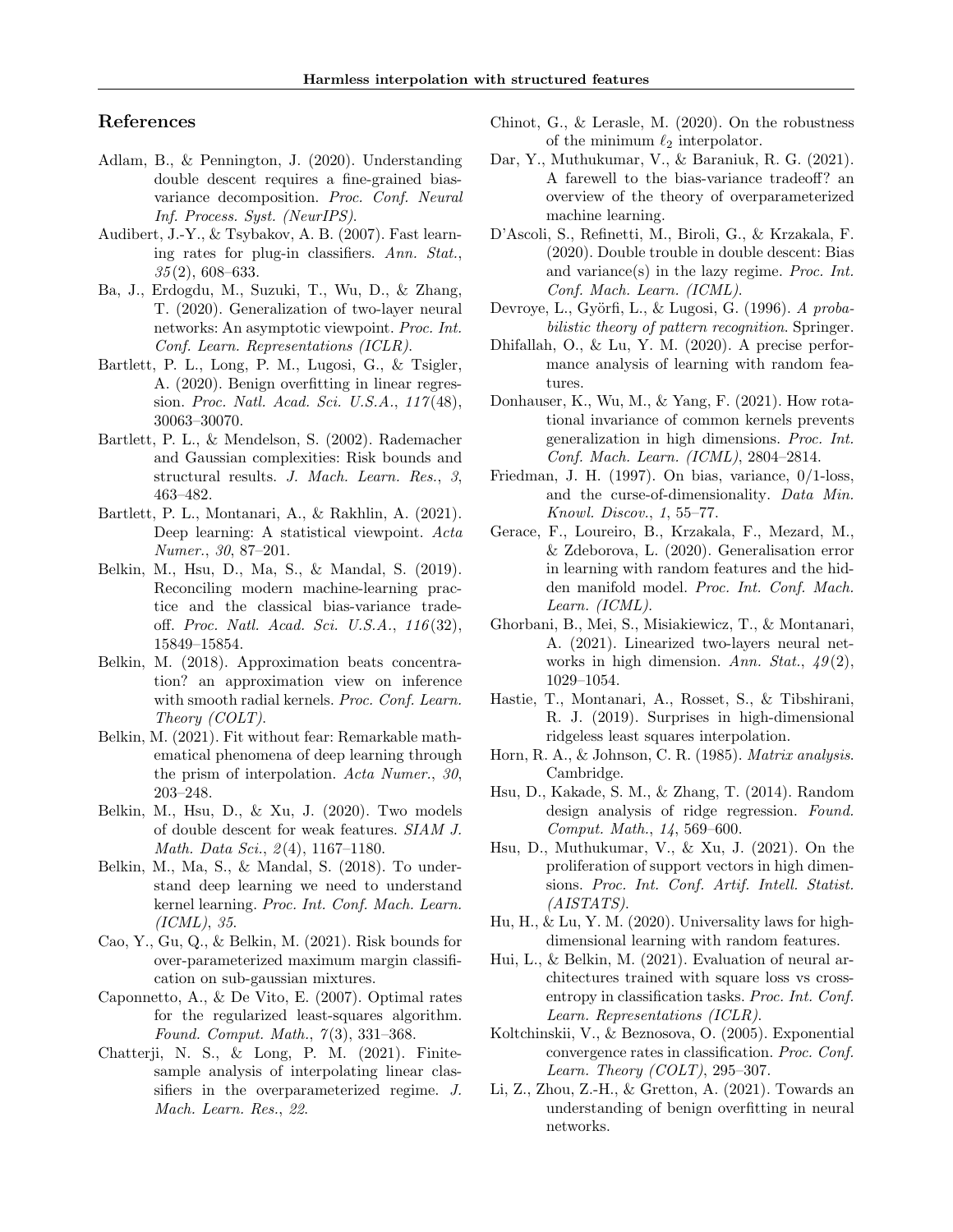## References

Adlam, B., & Pennington, J. (2020). Understanding double descent requires a fine-grained bias-variance decomposition. *Proc. Conf. Neural Inf. Process. Syst. (NeurIPS)*.

Audibert, J.-Y., & Tsybakov, A. B. (2007). Fast learning rates for plug-in classifiers. *Ann. Stat.*, *35*(2), 608–633.

Ba, J., Erdogdu, M., Suzuki, T., Wu, D., & Zhang, T. (2020). Generalization of two-layer neural networks: An asymptotic viewpoint. *Proc. Int. Conf. Learn. Representations (ICLR)*.

Bartlett, P. L., Long, P. M., Lugosi, G., & Tsigler, A. (2020). Benign overfitting in linear regression. *Proc. Natl. Acad. Sci. U.S.A.*, *117*(48), 30063–30070.

Bartlett, P. L., & Mendelson, S. (2002). Rademacher and Gaussian complexities: Risk bounds and structural results. *J. Mach. Learn. Res.*, *3*, 463–482.

Bartlett, P. L., Montanari, A., & Rakhlin, A. (2021). Deep learning: A statistical viewpoint. *Acta Numer.*, *30*, 87–201.

Belkin, M., Hsu, D., Ma, S., & Mandal, S. (2019). Reconciling modern machine-learning practice and the classical bias-variance tradeoff. *Proc. Natl. Acad. Sci. U.S.A.*, *116*(32), 15849–15854.

Belkin, M. (2018). Approximation beats concentration? an approximation view on inference with smooth radial kernels. *Proc. Conf. Learn. Theory (COLT)*.

Belkin, M. (2021). Fit without fear: Remarkable mathematical phenomena of deep learning through the prism of interpolation. *Acta Numer.*, *30*, 203–248.

Belkin, M., Hsu, D., & Xu, J. (2020). Two models of double descent for weak features. *SIAM J. Math. Data Sci.*, *2*(4), 1167–1180.

Belkin, M., Ma, S., & Mandal, S. (2018). To understand deep learning we need to understand kernel learning. *Proc. Int. Conf. Mach. Learn. (ICML)*, *35*.

Cao, Y., Gu, Q., & Belkin, M. (2021). Risk bounds for over-parameterized maximum margin classification on sub-gaussian mixtures.

Caponnetto, A., & De Vito, E. (2007). Optimal rates for the regularized least-squares algorithm. *Found. Comput. Math.*, *7*(3), 331–368.

Chatterji, N. S., & Long, P. M. (2021). Finite-sample analysis of interpolating linear classifiers in the overparameterized regime. *J. Mach. Learn. Res.*, *22*.

Chinot, G., & Lerasle, M. (2020). On the robustness of the minimum $\ell_2$ interpolator.

Dar, Y., Muthukumar, V., & Baraniuk, R. G. (2021). A farewell to the bias-variance tradeoff? an overview of the theory of overparameterized machine learning.

D'Ascoli, S., Refinetti, M., Biroli, G., & Krzakala, F. (2020). Double trouble in double descent: Bias and variance(s) in the lazy regime. *Proc. Int. Conf. Mach. Learn. (ICML)*.

Devroye, L., Györfi, L., & Lugosi, G. (1996). *A probabilistic theory of pattern recognition*. Springer.

Dhifallah, O., & Lu, Y. M. (2020). A precise performance analysis of learning with random features.

Donhauser, K., Wu, M., & Yang, F. (2021). How rotational invariance of common kernels prevents generalization in high dimensions. *Proc. Int. Conf. Mach. Learn. (ICML)*, 2804–2814.

Friedman, J. H. (1997). On bias, variance, 0/1-loss, and the curse-of-dimensionality. *Data Min. Knowl. Discov.*, *1*, 55–77.

Gerace, F., Loureiro, B., Krzakala, F., Mezard, M., & Zdeborova, L. (2020). Generalisation error in learning with random features and the hidden manifold model. *Proc. Int. Conf. Mach. Learn. (ICML)*.

Ghorbani, B., Mei, S., Misiakiewicz, T., & Montanari, A. (2021). Linearized two-layers neural networks in high dimension. *Ann. Stat.*, *49*(2), 1029–1054.

Hastie, T., Montanari, A., Rosset, S., & Tibshirani, R. J. (2019). Surprises in high-dimensional ridgeless least squares interpolation.

Horn, R. A., & Johnson, C. R. (1985). *Matrix analysis*. Cambridge.

Hsu, D., Kakade, S. M., & Zhang, T. (2014). Random design analysis of ridge regression. *Found. Comput. Math.*, *14*, 569–600.

Hsu, D., Muthukumar, V., & Xu, J. (2021). On the proliferation of support vectors in high dimensions. *Proc. Int. Conf. Artif. Intell. Statist. (AISTATS)*.

Hu, H., & Lu, Y. M. (2020). Universality laws for high-dimensional learning with random features.

Hui, L., & Belkin, M. (2021). Evaluation of neural architectures trained with square loss vs cross-entropy in classification tasks. *Proc. Int. Conf. Learn. Representations (ICLR)*.

Koltchinskii, V., & Beznosova, O. (2005). Exponential convergence rates in classification. *Proc. Conf. Learn. Theory (COLT)*, 295–307.

Li, Z., Zhou, Z.-H., & Gretton, A. (2021). Towards an understanding of benign overfitting in neural networks.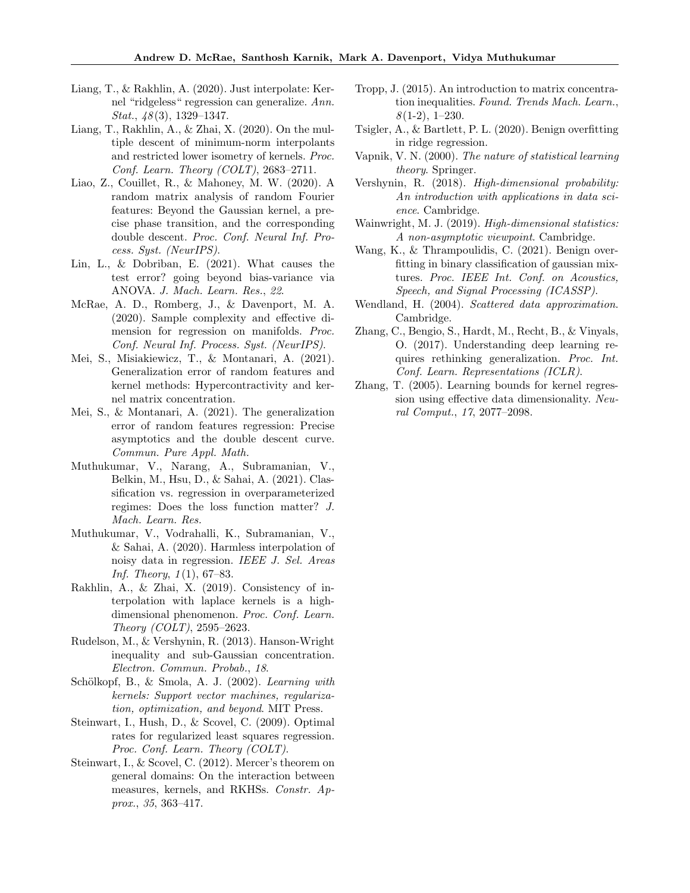Liang, T., & Rakhlin, A. (2020). Just interpolate: Kernel "ridgeless" regression can generalize. *Ann. Stat.*, *48*(3), 1329–1347.

Liang, T., Rakhlin, A., & Zhai, X. (2020). On the multiple descent of minimum-norm interpolants and restricted lower isometry of kernels. *Proc. Conf. Learn. Theory (COLT)*, 2683–2711.

Liao, Z., Couillet, R., & Mahoney, M. W. (2020). A random matrix analysis of random Fourier features: Beyond the Gaussian kernel, a precise phase transition, and the corresponding double descent. *Proc. Conf. Neural Inf. Process. Syst. (NeurIPS)*.

Lin, L., & Dobriban, E. (2021). What causes the test error? going beyond bias-variance via ANOVA. *J. Mach. Learn. Res.*, *22*.

McRae, A. D., Romberg, J., & Davenport, M. A. (2020). Sample complexity and effective dimension for regression on manifolds. *Proc. Conf. Neural Inf. Process. Syst. (NeurIPS)*.

Mei, S., Misiakiewicz, T., & Montanari, A. (2021). Generalization error of random features and kernel methods: Hypercontractivity and kernel matrix concentration.

Mei, S., & Montanari, A. (2021). The generalization error of random features regression: Precise asymptotics and the double descent curve. *Commun. Pure Appl. Math.*

Muthukumar, V., Narang, A., Subramanian, V., Belkin, M., Hsu, D., & Sahai, A. (2021). Classification vs. regression in overparameterized regimes: Does the loss function matter? *J. Mach. Learn. Res.*

Muthukumar, V., Vodrahalli, K., Subramanian, V., & Sahai, A. (2020). Harmless interpolation of noisy data in regression. *IEEE J. Sel. Areas Inf. Theory*, *1*(1), 67–83.

Rakhlin, A., & Zhai, X. (2019). Consistency of interpolation with laplace kernels is a high-dimensional phenomenon. *Proc. Conf. Learn. Theory (COLT)*, 2595–2623.

Rudelson, M., & Vershynin, R. (2013). Hanson-Wright inequality and sub-Gaussian concentration. *Electron. Commun. Probab.*, *18*.

Schölkopf, B., & Smola, A. J. (2002). *Learning with kernels: Support vector machines, regularization, optimization, and beyond*. MIT Press.

Steinwart, I., Hush, D., & Scovel, C. (2009). Optimal rates for regularized least squares regression. *Proc. Conf. Learn. Theory (COLT)*.

Steinwart, I., & Scovel, C. (2012). Mercer's theorem on general domains: On the interaction between measures, kernels, and RKHSs. *Constr. Approx.*, *35*, 363–417.

Tropp, J. (2015). An introduction to matrix concentration inequalities. *Found. Trends Mach. Learn.*, *8*(1-2), 1–230.

Tsigler, A., & Bartlett, P. L. (2020). Benign overfitting in ridge regression.

Vapnik, V. N. (2000). *The nature of statistical learning theory*. Springer.

Vershynin, R. (2018). *High-dimensional probability: An introduction with applications in data science*. Cambridge.

Wainwright, M. J. (2019). *High-dimensional statistics: A non-asymptotic viewpoint*. Cambridge.

Wang, K., & Thrampoulidis, C. (2021). Benign overfitting in binary classification of gaussian mixtures. *Proc. IEEE Int. Conf. on Acoustics, Speech, and Signal Processing (ICASSP)*.

Wendland, H. (2004). *Scattered data approximation*. Cambridge.

Zhang, C., Bengio, S., Hardt, M., Recht, B., & Vinyals, O. (2017). Understanding deep learning requires rethinking generalization. *Proc. Int. Conf. Learn. Representations (ICLR)*.

Zhang, T. (2005). Learning bounds for kernel regression using effective data dimensionality. *Neural Comput.*, *17*, 2077–2098.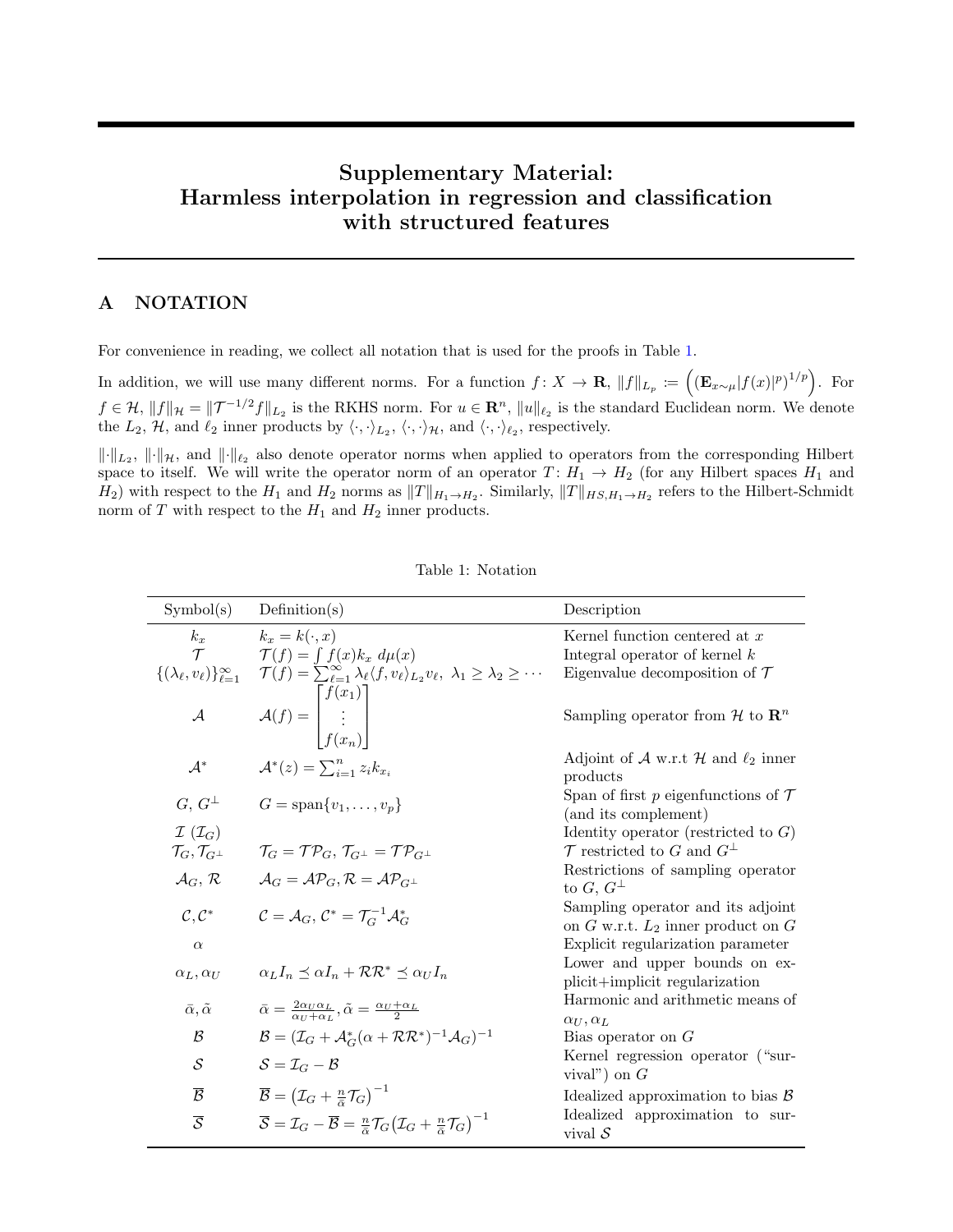# Supplementary Material: Harmless interpolation in regression and classification with structured features

## A NOTATION

For convenience in reading, we collect all notation that is used for the proofs in Table 1.

In addition, we will use many different norms. For a function $f: X \to \mathbf{R}$, $\|f\|_{L_p} := \left( (\mathbf{E}_{x\sim\mu}|f(x)|^p)^{1/p} \right)$. For $f \in \mathcal{H}$, $\|f\|_{\mathcal{H}} = \|\mathcal{T}^{-1/2} f\|_{L_2}$ is the RKHS norm. For $u \in \mathbf{R}^n$, $\|u\|_{\ell_2}$ is the standard Euclidean norm. We denote the $L_2$, $\mathcal{H}$, and $\ell_2$ inner products by $\langle \cdot, \cdot \rangle_{L_2}$, $\langle \cdot, \cdot \rangle_{\mathcal{H}}$, and $\langle \cdot, \cdot \rangle_{\ell_2}$, respectively.

$\|\cdot\|_{L_2}$, $\|\cdot\|_{\mathcal{H}}$, and $\|\cdot\|_{\ell_2}$ also denote operator norms when applied to operators from the corresponding Hilbert space to itself. We will write the operator norm of an operator $T: H_1 \to H_2$ (for any Hilbert spaces $H_1$ and $H_2$) with respect to the $H_1$ and $H_2$ norms as $\|T\|_{H_1 \to H_2}$. Similarly, $\|T\|_{HS, H_1 \to H_2}$ refers to the Hilbert-Schmidt norm of $T$ with respect to the $H_1$ and $H_2$ inner products.

Table 1: Notation

| Symbol(s) | Definition(s) | Description |
|---|---|---|
| $k_x$ | $k_x = k(\cdot, x)$ | Kernel function centered at $x$ |
| $\mathcal{T}$ | $\mathcal{T}(f) = \int f(x) k_x \, d\mu(x)$ | Integral operator of kernel $k$ |
| $\{(\lambda_\ell, v_\ell)\}_{\ell=1}^\infty$ | $\mathcal{T}(f) = \sum_{\ell=1}^\infty \lambda_\ell \langle f, v_\ell \rangle_{L_2} v_\ell$, $\lambda_1 \geq \lambda_2 \geq \cdots$ | Eigenvalue decomposition of $\mathcal{T}$ |
| $\mathcal{A}$ | $\mathcal{A}(f) = \begin{bmatrix} f(x_1) \\ \vdots \\ f(x_n) \end{bmatrix}$ | Sampling operator from $\mathcal{H}$ to $\mathbf{R}^n$ |
| $\mathcal{A}^*$ | $\mathcal{A}^*(z) = \sum_{i=1}^n z_i k_{x_i}$ | Adjoint of $\mathcal{A}$ w.r.t $\mathcal{H}$ and $\ell_2$ inner products |
| $G$, $G^\perp$ | $G = \text{span}\{v_1, \ldots, v_p\}$ | Span of first $p$ eigenfunctions of $\mathcal{T}$ (and its complement) |
| $\mathcal{I}$ ($\mathcal{I}_G$) | | Identity operator (restricted to $G$) |
| $\mathcal{T}_G, \mathcal{T}_{G^\perp}$ | $\mathcal{T}_G = \mathcal{T}\mathcal{P}_G$, $\mathcal{T}_{G^\perp} = \mathcal{T}\mathcal{P}_{G^\perp}$ | $\mathcal{T}$ restricted to $G$ and $G^\perp$ |
| $\mathcal{A}_G$, $\mathcal{R}$ | $\mathcal{A}_G = \mathcal{A}\mathcal{P}_G$, $\mathcal{R} = \mathcal{A}\mathcal{P}_{G^\perp}$ | Restrictions of sampling operator to $G$, $G^\perp$ |
| $\mathcal{C}, \mathcal{C}^*$ | $\mathcal{C} = \mathcal{A}_G$, $\mathcal{C}^* = \mathcal{T}_G^{-1} \mathcal{A}_G^*$ | Sampling operator and its adjoint on $G$ w.r.t. $L_2$ inner product on $G$ |
| $\alpha$ | | Explicit regularization parameter |
| $\alpha_L, \alpha_U$ | $\alpha_L I_n \preceq \alpha I_n + \mathcal{R}\mathcal{R}^* \preceq \alpha_U I_n$ | Lower and upper bounds on explicit+implicit regularization |
| $\bar{\alpha}, \tilde{\alpha}$ | $\bar{\alpha} = \frac{2\alpha_U \alpha_L}{\alpha_U + \alpha_L}$, $\tilde{\alpha} = \frac{\alpha_U + \alpha_L}{2}$ | Harmonic and arithmetic means of $\alpha_U, \alpha_L$ |
| $\mathcal{B}$ | $\mathcal{B} = (\mathcal{I}_G + \mathcal{A}_G^*(\alpha + \mathcal{R}\mathcal{R}^*)^{-1} \mathcal{A}_G)^{-1}$ | Bias operator on $G$ |
| $\mathcal{S}$ | $\mathcal{S} = \mathcal{I}_G - \mathcal{B}$ | Kernel regression operator ("survival") on $G$ |
| $\overline{\mathcal{B}}$ | $\overline{\mathcal{B}} = \left(\mathcal{I}_G + \frac{n}{\bar{\alpha}} \mathcal{T}_G\right)^{-1}$ | Idealized approximation to bias $\mathcal{B}$ |
| $\overline{\mathcal{S}}$ | $\overline{\mathcal{S}} = \mathcal{I}_G - \overline{\mathcal{B}} = \frac{n}{\bar{\alpha}} \mathcal{T}_G \left(\mathcal{I}_G + \frac{n}{\bar{\alpha}} \mathcal{T}_G\right)^{-1}$ | Idealized approximation to survival $\mathcal{S}$ |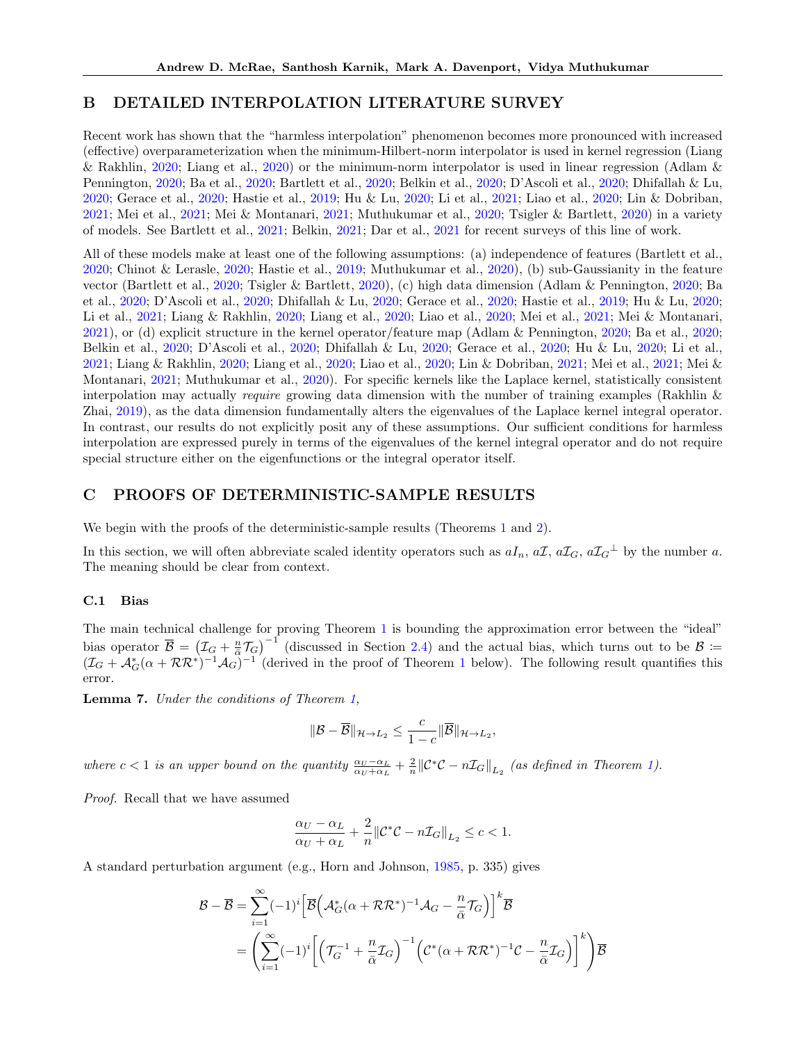## B DETAILED INTERPOLATION LITERATURE SURVEY

Recent work has shown that the "harmless interpolation" phenomenon becomes more pronounced with increased (effective) overparameterization when the minimum-Hilbert-norm interpolator is used in kernel regression (Liang & Rakhlin, 2020; Liang et al., 2020) or the minimum-norm interpolator is used in linear regression (Adlam & Pennington, 2020; Ba et al., 2020; Bartlett et al., 2020; Belkin et al., 2020; D'Ascoli et al., 2020; Dhifallah & Lu, 2020; Gerace et al., 2020; Hastie et al., 2019; Hu & Lu, 2020; Li et al., 2021; Liao et al., 2020; Lin & Dobriban, 2021; Mei et al., 2021; Mei & Montanari, 2021; Muthukumar et al., 2020; Tsigler & Bartlett, 2020) in a variety of models. See Bartlett et al., 2021; Belkin, 2021; Dar et al., 2021 for recent surveys of this line of work.

All of these models make at least one of the following assumptions: (a) independence of features (Bartlett et al., 2020; Chinot & Lerasle, 2020; Hastie et al., 2019; Muthukumar et al., 2020), (b) sub-Gaussianity in the feature vector (Bartlett et al., 2020; Tsigler & Bartlett, 2020), (c) high data dimension (Adlam & Pennington, 2020; Ba et al., 2020; D'Ascoli et al., 2020; Dhifallah & Lu, 2020; Gerace et al., 2020; Hastie et al., 2019; Hu & Lu, 2020; Li et al., 2021; Liang & Rakhlin, 2020; Liang et al., 2020; Liao et al., 2020; Mei et al., 2021; Mei & Montanari, 2021), or (d) explicit structure in the kernel operator/feature map (Adlam & Pennington, 2020; Ba et al., 2020; Belkin et al., 2020; D'Ascoli et al., 2020; Dhifallah & Lu, 2020; Gerace et al., 2020; Hu & Lu, 2020; Li et al., 2021; Liang & Rakhlin, 2020; Liang et al., 2020; Liao et al., 2020; Lin & Dobriban, 2021; Mei et al., 2021; Mei & Montanari, 2021; Muthukumar et al., 2020). For specific kernels like the Laplace kernel, statistically consistent interpolation may actually *require* growing data dimension with the number of training examples (Rakhlin & Zhai, 2019), as the data dimension fundamentally alters the eigenvalues of the Laplace kernel integral operator. In contrast, our results do not explicitly posit any of these assumptions. Our sufficient conditions for harmless interpolation are expressed purely in terms of the eigenvalues of the kernel integral operator and do not require special structure either on the eigenfunctions or the integral operator itself.

## C PROOFS OF DETERMINISTIC-SAMPLE RESULTS

We begin with the proofs of the deterministic-sample results (Theorems 1 and 2).

In this section, we will often abbreviate scaled identity operators such as $aI_n$, $a\mathcal{I}$, $a\mathcal{I}_G$, $a\mathcal{I}_{G^\perp}$ by the number $a$. The meaning should be clear from context.

### C.1 Bias

The main technical challenge for proving Theorem 1 is bounding the approximation error between the "ideal" bias operator $\overline{\mathcal{B}} = \left(\mathcal{I}_G + \frac{n}{\bar{\alpha}}\mathcal{T}_G\right)^{-1}$ (discussed in Section 2.4) and the actual bias, which turns out to be $\mathcal{B} := (\mathcal{I}_G + \mathcal{A}_G^*(\alpha + \mathcal{R}\mathcal{R}^*)^{-1}\mathcal{A}_G)^{-1}$ (derived in the proof of Theorem 1 below). The following result quantifies this error.

**Lemma 7.** *Under the conditions of Theorem 1,*

$$\|\mathcal{B} - \overline{\mathcal{B}}\|_{\mathcal{H}\to L_2} \leq \frac{c}{1-c}\|\overline{\mathcal{B}}\|_{\mathcal{H}\to L_2},$$

*where $c < 1$ is an upper bound on the quantity $\frac{\alpha_U - \alpha_L}{\alpha_U + \alpha_L} + \frac{2}{n}\|\mathcal{C}^*\mathcal{C} - n\mathcal{I}_G\|_{L_2}$ (as defined in Theorem 1).*

*Proof.* Recall that we have assumed

$$\frac{\alpha_U - \alpha_L}{\alpha_U + \alpha_L} + \frac{2}{n}\|\mathcal{C}^*\mathcal{C} - n\mathcal{I}_G\|_{L_2} \leq c < 1.$$

A standard perturbation argument (e.g., Horn and Johnson, 1985, p. 335) gives

$$\begin{aligned}
\mathcal{B} - \overline{\mathcal{B}} &= \sum_{i=1}^{\infty}(-1)^i\Big[\overline{\mathcal{B}}\Big(\mathcal{A}_G^*(\alpha + \mathcal{R}\mathcal{R}^*)^{-1}\mathcal{A}_G - \frac{n}{\bar{\alpha}}\mathcal{T}_G\Big)\Big]^k\overline{\mathcal{B}} \\
&= \left(\sum_{i=1}^{\infty}(-1)^i\Big[\Big(\mathcal{T}_G^{-1} + \frac{n}{\bar{\alpha}}\mathcal{I}_G\Big)^{-1}\Big(\mathcal{C}^*(\alpha + \mathcal{R}\mathcal{R}^*)^{-1}\mathcal{C} - \frac{n}{\bar{\alpha}}\mathcal{I}_G\Big)\Big]^k\right)\overline{\mathcal{B}}
\end{aligned}$$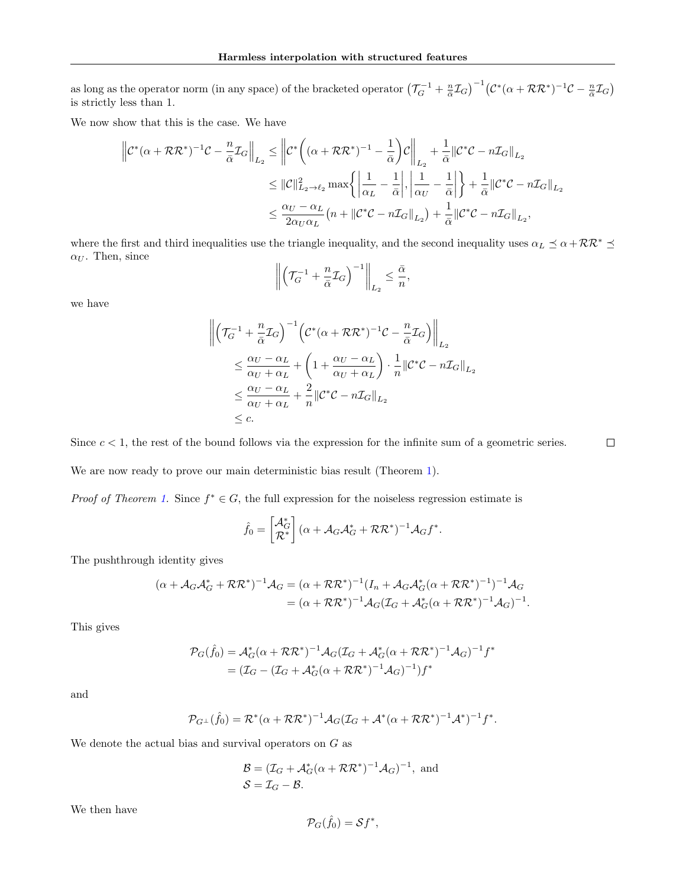as long as the operator norm (in any space) of the bracketed operator $\left(\mathcal{T}_G^{-1} + \frac{n}{\bar{\alpha}}\mathcal{I}_G\right)^{-1}\left(\mathcal{C}^*(\alpha + \mathcal{R}\mathcal{R}^*)^{-1}\mathcal{C} - \frac{n}{\bar{\alpha}}\mathcal{I}_G\right)$ is strictly less than 1.

We now show that this is the case. We have

$$
\begin{aligned}
\left\|\mathcal{C}^*(\alpha + \mathcal{R}\mathcal{R}^*)^{-1}\mathcal{C} - \frac{n}{\bar{\alpha}}\mathcal{I}_G\right\|_{L_2} &\leq \left\|\mathcal{C}^*\left((\alpha + \mathcal{R}\mathcal{R}^*)^{-1} - \frac{1}{\bar{\alpha}}\right)\mathcal{C}\right\|_{L_2} + \frac{1}{\bar{\alpha}}\|\mathcal{C}^*\mathcal{C} - n\mathcal{I}_G\|_{L_2} \\
&\leq \|\mathcal{C}\|_{L_2\to\ell_2}^2 \max\left\{\left|\frac{1}{\alpha_L} - \frac{1}{\bar{\alpha}}\right|, \left|\frac{1}{\alpha_U} - \frac{1}{\bar{\alpha}}\right|\right\} + \frac{1}{\bar{\alpha}}\|\mathcal{C}^*\mathcal{C} - n\mathcal{I}_G\|_{L_2} \\
&\leq \frac{\alpha_U - \alpha_L}{2\alpha_U\alpha_L}\left(n + \|\mathcal{C}^*\mathcal{C} - n\mathcal{I}_G\|_{L_2}\right) + \frac{1}{\bar{\alpha}}\|\mathcal{C}^*\mathcal{C} - n\mathcal{I}_G\|_{L_2},
\end{aligned}
$$

where the first and third inequalities use the triangle inequality, and the second inequality uses $\alpha_L \preceq \alpha + \mathcal{R}\mathcal{R}^* \preceq \alpha_U$. Then, since

$$
\left\|\left(\mathcal{T}_G^{-1} + \frac{n}{\bar{\alpha}}\mathcal{I}_G\right)^{-1}\right\|_{L_2} \leq \frac{\bar{\alpha}}{n},
$$

we have

$$
\begin{aligned}
&\left\|\left(\mathcal{T}_G^{-1} + \frac{n}{\bar{\alpha}}\mathcal{I}_G\right)^{-1}\left(\mathcal{C}^*(\alpha + \mathcal{R}\mathcal{R}^*)^{-1}\mathcal{C} - \frac{n}{\bar{\alpha}}\mathcal{I}_G\right)\right\|_{L_2} \\
&\quad\leq \frac{\alpha_U - \alpha_L}{\alpha_U + \alpha_L} + \left(1 + \frac{\alpha_U - \alpha_L}{\alpha_U + \alpha_L}\right)\cdot\frac{1}{n}\|\mathcal{C}^*\mathcal{C} - n\mathcal{I}_G\|_{L_2} \\
&\quad\leq \frac{\alpha_U - \alpha_L}{\alpha_U + \alpha_L} + \frac{2}{n}\|\mathcal{C}^*\mathcal{C} - n\mathcal{I}_G\|_{L_2} \\
&\quad\leq c.
\end{aligned}
$$

Since $c < 1$, the rest of the bound follows via the expression for the infinite sum of a geometric series. $\square$

We are now ready to prove our main deterministic bias result (Theorem 1).

*Proof of Theorem 1.* Since $f^* \in G$, the full expression for the noiseless regression estimate is

$$
\hat{f}_0 = \begin{bmatrix}\mathcal{A}_G^* \\ \mathcal{R}^*\end{bmatrix}(\alpha + \mathcal{A}_G\mathcal{A}_G^* + \mathcal{R}\mathcal{R}^*)^{-1}\mathcal{A}_G f^*.
$$

The pushthrough identity gives

$$
\begin{aligned}
(\alpha + \mathcal{A}_G\mathcal{A}_G^* + \mathcal{R}\mathcal{R}^*)^{-1}\mathcal{A}_G &= (\alpha + \mathcal{R}\mathcal{R}^*)^{-1}(I_n + \mathcal{A}_G\mathcal{A}_G^*(\alpha + \mathcal{R}\mathcal{R}^*)^{-1})^{-1}\mathcal{A}_G \\
&= (\alpha + \mathcal{R}\mathcal{R}^*)^{-1}\mathcal{A}_G(\mathcal{I}_G + \mathcal{A}_G^*(\alpha + \mathcal{R}\mathcal{R}^*)^{-1}\mathcal{A}_G)^{-1}.
\end{aligned}
$$

This gives

$$
\begin{aligned}
\mathcal{P}_G(\hat{f}_0) &= \mathcal{A}_G^*(\alpha + \mathcal{R}\mathcal{R}^*)^{-1}\mathcal{A}_G(\mathcal{I}_G + \mathcal{A}_G^*(\alpha + \mathcal{R}\mathcal{R}^*)^{-1}\mathcal{A}_G)^{-1}f^* \\
&= (\mathcal{I}_G - (\mathcal{I}_G + \mathcal{A}_G^*(\alpha + \mathcal{R}\mathcal{R}^*)^{-1}\mathcal{A}_G)^{-1})f^*
\end{aligned}
$$

and

$$
\mathcal{P}_{G^\perp}(\hat{f}_0) = \mathcal{R}^*(\alpha + \mathcal{R}\mathcal{R}^*)^{-1}\mathcal{A}_G(\mathcal{I}_G + \mathcal{A}^*(\alpha + \mathcal{R}\mathcal{R}^*)^{-1}\mathcal{A}^*)^{-1}f^*.
$$

We denote the actual bias and survival operators on $G$ as

$$
\begin{aligned}
&\mathcal{B} = (\mathcal{I}_G + \mathcal{A}_G^*(\alpha + \mathcal{R}\mathcal{R}^*)^{-1}\mathcal{A}_G)^{-1}, \text{ and} \\
&\mathcal{S} = \mathcal{I}_G - \mathcal{B}.
\end{aligned}
$$

We then have

$$
\mathcal{P}_G(\hat{f}_0) = \mathcal{S}f^*,
$$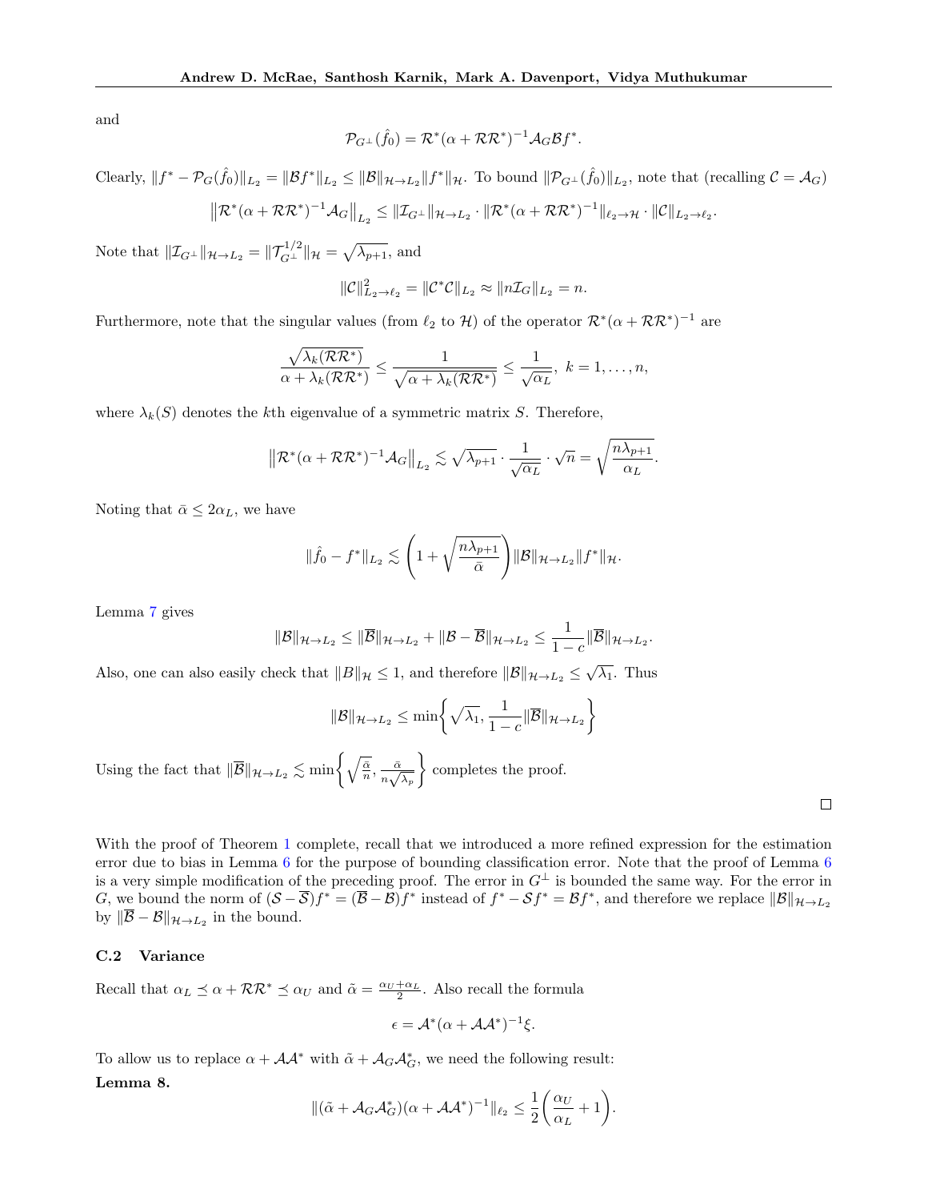and

$$\mathcal{P}_{G^\perp}(\hat{f}_0) = \mathcal{R}^*(\alpha + \mathcal{R}\mathcal{R}^*)^{-1}\mathcal{A}_G\mathcal{B}f^*.$$

Clearly, $\|f^* - \mathcal{P}_G(\hat{f}_0)\|_{L_2} = \|\mathcal{B}f^*\|_{L_2} \leq \|\mathcal{B}\|_{\mathcal{H}\to L_2}\|f^*\|_{\mathcal{H}}$. To bound $\|\mathcal{P}_{G^\perp}(\hat{f}_0)\|_{L_2}$, note that (recalling $\mathcal{C} = \mathcal{A}_G$)

$$\left\|\mathcal{R}^*(\alpha + \mathcal{R}\mathcal{R}^*)^{-1}\mathcal{A}_G\right\|_{L_2} \leq \|\mathcal{I}_{G^\perp}\|_{\mathcal{H}\to L_2} \cdot \|\mathcal{R}^*(\alpha + \mathcal{R}\mathcal{R}^*)^{-1}\|_{\ell_2\to\mathcal{H}} \cdot \|\mathcal{C}\|_{L_2\to\ell_2}.$$

Note that $\|\mathcal{I}_{G^\perp}\|_{\mathcal{H}\to L_2} = \|\mathcal{T}_{G^\perp}^{1/2}\|_{\mathcal{H}} = \sqrt{\lambda_{p+1}}$, and

$$\|\mathcal{C}\|_{L_2\to\ell_2}^2 = \|\mathcal{C}^*\mathcal{C}\|_{L_2} \approx \|n\mathcal{I}_G\|_{L_2} = n.$$

Furthermore, note that the singular values (from $\ell_2$ to $\mathcal{H}$) of the operator $\mathcal{R}^*(\alpha + \mathcal{R}\mathcal{R}^*)^{-1}$ are

$$\frac{\sqrt{\lambda_k(\mathcal{R}\mathcal{R}^*)}}{\alpha + \lambda_k(\mathcal{R}\mathcal{R}^*)} \leq \frac{1}{\sqrt{\alpha + \lambda_k(\mathcal{R}\mathcal{R}^*)}} \leq \frac{1}{\sqrt{\alpha_L}},\ k = 1, \ldots, n,$$

where $\lambda_k(S)$ denotes the $k$th eigenvalue of a symmetric matrix $S$. Therefore,

$$\left\|\mathcal{R}^*(\alpha + \mathcal{R}\mathcal{R}^*)^{-1}\mathcal{A}_G\right\|_{L_2} \lesssim \sqrt{\lambda_{p+1}} \cdot \frac{1}{\sqrt{\alpha_L}} \cdot \sqrt{n} = \sqrt{\frac{n\lambda_{p+1}}{\alpha_L}}.$$

Noting that $\bar{\alpha} \leq 2\alpha_L$, we have

$$\|\hat{f}_0 - f^*\|_{L_2} \lesssim \left(1 + \sqrt{\frac{n\lambda_{p+1}}{\bar{\alpha}}}\right)\|\mathcal{B}\|_{\mathcal{H}\to L_2}\|f^*\|_{\mathcal{H}}.$$

Lemma 7 gives

$$\|\mathcal{B}\|_{\mathcal{H}\to L_2} \leq \|\overline{\mathcal{B}}\|_{\mathcal{H}\to L_2} + \|\mathcal{B} - \overline{\mathcal{B}}\|_{\mathcal{H}\to L_2} \leq \frac{1}{1-c}\|\overline{\mathcal{B}}\|_{\mathcal{H}\to L_2}.$$

Also, one can also easily check that $\|B\|_{\mathcal{H}} \leq 1$, and therefore $\|\mathcal{B}\|_{\mathcal{H}\to L_2} \leq \sqrt{\lambda_1}$. Thus

$$\|\mathcal{B}\|_{\mathcal{H}\to L_2} \leq \min\left\{\sqrt{\lambda_1}, \frac{1}{1-c}\|\overline{\mathcal{B}}\|_{\mathcal{H}\to L_2}\right\}$$

Using the fact that $\|\overline{\mathcal{B}}\|_{\mathcal{H}\to L_2} \lesssim \min\left\{\sqrt{\frac{\bar{\alpha}}{n}}, \frac{\bar{\alpha}}{n\sqrt{\lambda_p}}\right\}$ completes the proof. $\square$

With the proof of Theorem 1 complete, recall that we introduced a more refined expression for the estimation error due to bias in Lemma 6 for the purpose of bounding classification error. Note that the proof of Lemma 6 is a very simple modification of the preceding proof. The error in $G^\perp$ is bounded the same way. For the error in $G$, we bound the norm of $(\mathcal{S} - \overline{\mathcal{S}})f^* = (\overline{\mathcal{B}} - \mathcal{B})f^*$ instead of $f^* - \mathcal{S}f^* = \mathcal{B}f^*$, and therefore we replace $\|\mathcal{B}\|_{\mathcal{H}\to L_2}$ by $\|\overline{\mathcal{B}} - \mathcal{B}\|_{\mathcal{H}\to L_2}$ in the bound.

### C.2 Variance

Recall that $\alpha_L \preceq \alpha + \mathcal{R}\mathcal{R}^* \preceq \alpha_U$ and $\tilde{\alpha} = \frac{\alpha_U + \alpha_L}{2}$. Also recall the formula

$$\epsilon = \mathcal{A}^*(\alpha + \mathcal{A}\mathcal{A}^*)^{-1}\xi.$$

To allow us to replace $\alpha + \mathcal{A}\mathcal{A}^*$ with $\tilde{\alpha} + \mathcal{A}_G\mathcal{A}_G^*$, we need the following result:

**Lemma 8.**

$$\|(\tilde{\alpha} + \mathcal{A}_G\mathcal{A}_G^*)(\alpha + \mathcal{A}\mathcal{A}^*)^{-1}\|_{\ell_2} \leq \frac{1}{2}\left(\frac{\alpha_U}{\alpha_L} + 1\right).$$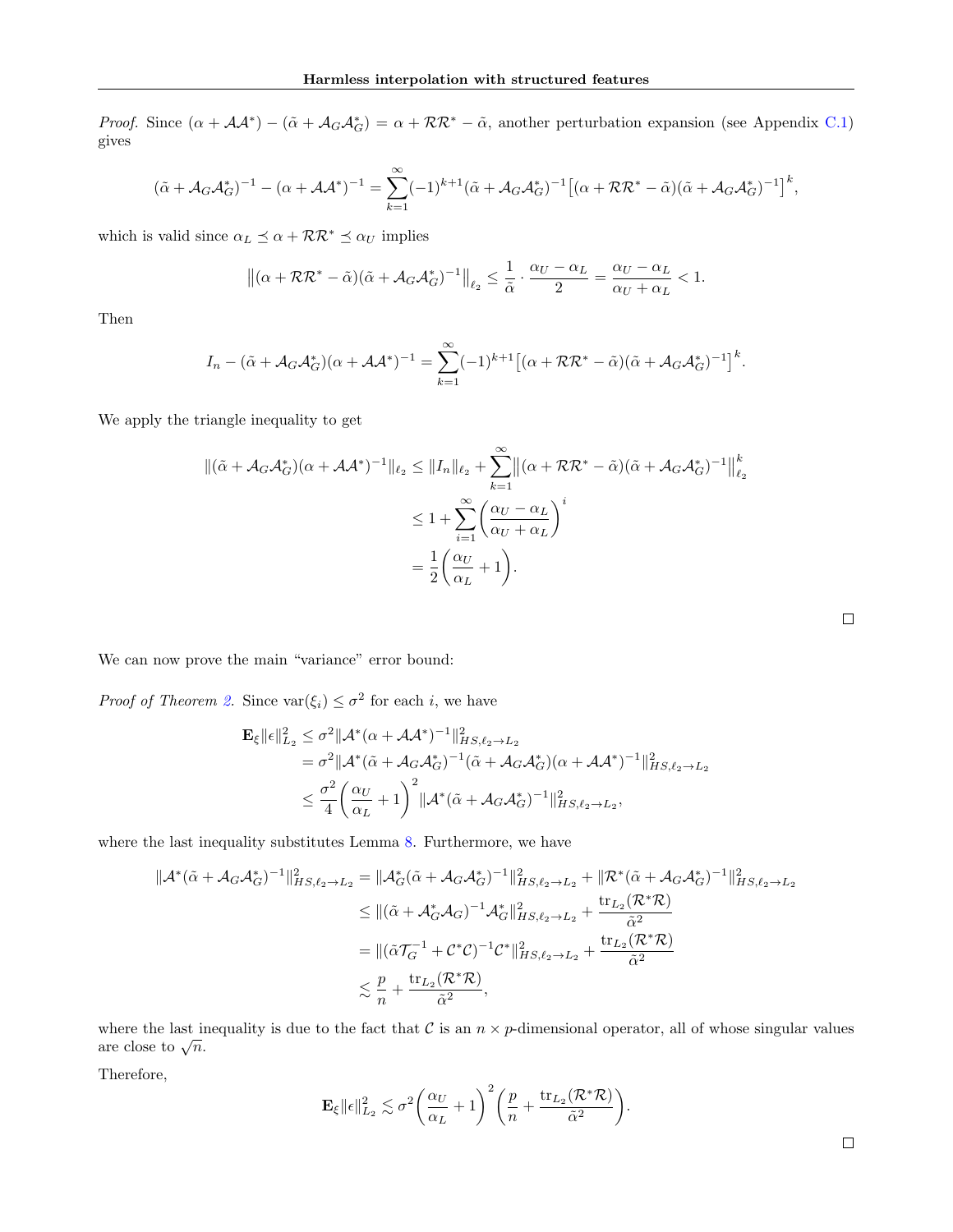*Proof.* Since $(\alpha + \mathcal{A}\mathcal{A}^*) - (\tilde{\alpha} + \mathcal{A}_G\mathcal{A}_G^*) = \alpha + \mathcal{R}\mathcal{R}^* - \tilde{\alpha}$, another perturbation expansion (see Appendix C.1) gives

$$(\tilde{\alpha} + \mathcal{A}_G\mathcal{A}_G^*)^{-1} - (\alpha + \mathcal{A}\mathcal{A}^*)^{-1} = \sum_{k=1}^{\infty} (-1)^{k+1} (\tilde{\alpha} + \mathcal{A}_G\mathcal{A}_G^*)^{-1} \big[(\alpha + \mathcal{R}\mathcal{R}^* - \tilde{\alpha})(\tilde{\alpha} + \mathcal{A}_G\mathcal{A}_G^*)^{-1}\big]^k,$$

which is valid since $\alpha_L \preceq \alpha + \mathcal{R}\mathcal{R}^* \preceq \alpha_U$ implies

$$\big\|(\alpha + \mathcal{R}\mathcal{R}^* - \tilde{\alpha})(\tilde{\alpha} + \mathcal{A}_G\mathcal{A}_G^*)^{-1}\big\|_{\ell_2} \leq \frac{1}{\tilde{\alpha}} \cdot \frac{\alpha_U - \alpha_L}{2} = \frac{\alpha_U - \alpha_L}{\alpha_U + \alpha_L} < 1.$$

Then

$$I_n - (\tilde{\alpha} + \mathcal{A}_G\mathcal{A}_G^*)(\alpha + \mathcal{A}\mathcal{A}^*)^{-1} = \sum_{k=1}^{\infty} (-1)^{k+1} \big[(\alpha + \mathcal{R}\mathcal{R}^* - \tilde{\alpha})(\tilde{\alpha} + \mathcal{A}_G\mathcal{A}_G^*)^{-1}\big]^k.$$

We apply the triangle inequality to get

$$\begin{aligned}
\|(\tilde{\alpha} + \mathcal{A}_G\mathcal{A}_G^*)(\alpha + \mathcal{A}\mathcal{A}^*)^{-1}\|_{\ell_2} &\leq \|I_n\|_{\ell_2} + \sum_{k=1}^{\infty} \big\|(\alpha + \mathcal{R}\mathcal{R}^* - \tilde{\alpha})(\tilde{\alpha} + \mathcal{A}_G\mathcal{A}_G^*)^{-1}\big\|_{\ell_2}^k \\
&\leq 1 + \sum_{i=1}^{\infty} \left(\frac{\alpha_U - \alpha_L}{\alpha_U + \alpha_L}\right)^i \\
&= \frac{1}{2}\left(\frac{\alpha_U}{\alpha_L} + 1\right).
\end{aligned}$$

□

We can now prove the main "variance" error bound:

*Proof of Theorem 2.* Since $\mathrm{var}(\xi_i) \leq \sigma^2$ for each $i$, we have

$$\begin{aligned}
\mathbf{E}_\xi \|\epsilon\|_{L_2}^2 &\leq \sigma^2 \|\mathcal{A}^*(\alpha + \mathcal{A}\mathcal{A}^*)^{-1}\|_{HS,\ell_2 \to L_2}^2 \\
&= \sigma^2 \|\mathcal{A}^*(\tilde{\alpha} + \mathcal{A}_G\mathcal{A}_G^*)^{-1}(\tilde{\alpha} + \mathcal{A}_G\mathcal{A}_G^*)(\alpha + \mathcal{A}\mathcal{A}^*)^{-1}\|_{HS,\ell_2 \to L_2}^2 \\
&\leq \frac{\sigma^2}{4}\left(\frac{\alpha_U}{\alpha_L} + 1\right)^2 \|\mathcal{A}^*(\tilde{\alpha} + \mathcal{A}_G\mathcal{A}_G^*)^{-1}\|_{HS,\ell_2 \to L_2}^2,
\end{aligned}$$

where the last inequality substitutes Lemma 8. Furthermore, we have

$$\begin{aligned}
\|\mathcal{A}^*(\tilde{\alpha} + \mathcal{A}_G\mathcal{A}_G^*)^{-1}\|_{HS,\ell_2 \to L_2}^2 &= \|\mathcal{A}_G^*(\tilde{\alpha} + \mathcal{A}_G\mathcal{A}_G^*)^{-1}\|_{HS,\ell_2 \to L_2}^2 + \|\mathcal{R}^*(\tilde{\alpha} + \mathcal{A}_G\mathcal{A}_G^*)^{-1}\|_{HS,\ell_2 \to L_2}^2 \\
&\leq \|(\tilde{\alpha} + \mathcal{A}_G^*\mathcal{A}_G)^{-1}\mathcal{A}_G^*\|_{HS,\ell_2 \to L_2}^2 + \frac{\mathrm{tr}_{L_2}(\mathcal{R}^*\mathcal{R})}{\tilde{\alpha}^2} \\
&= \|(\tilde{\alpha}\mathcal{T}_G^{-1} + \mathcal{C}^*\mathcal{C})^{-1}\mathcal{C}^*\|_{HS,\ell_2 \to L_2}^2 + \frac{\mathrm{tr}_{L_2}(\mathcal{R}^*\mathcal{R})}{\tilde{\alpha}^2} \\
&\lesssim \frac{p}{n} + \frac{\mathrm{tr}_{L_2}(\mathcal{R}^*\mathcal{R})}{\tilde{\alpha}^2},
\end{aligned}$$

where the last inequality is due to the fact that $\mathcal{C}$ is an $n \times p$-dimensional operator, all of whose singular values are close to $\sqrt{n}$.

Therefore,

$$\mathbf{E}_\xi \|\epsilon\|_{L_2}^2 \lesssim \sigma^2 \left(\frac{\alpha_U}{\alpha_L} + 1\right)^2 \left(\frac{p}{n} + \frac{\mathrm{tr}_{L_2}(\mathcal{R}^*\mathcal{R})}{\tilde{\alpha}^2}\right).$$

□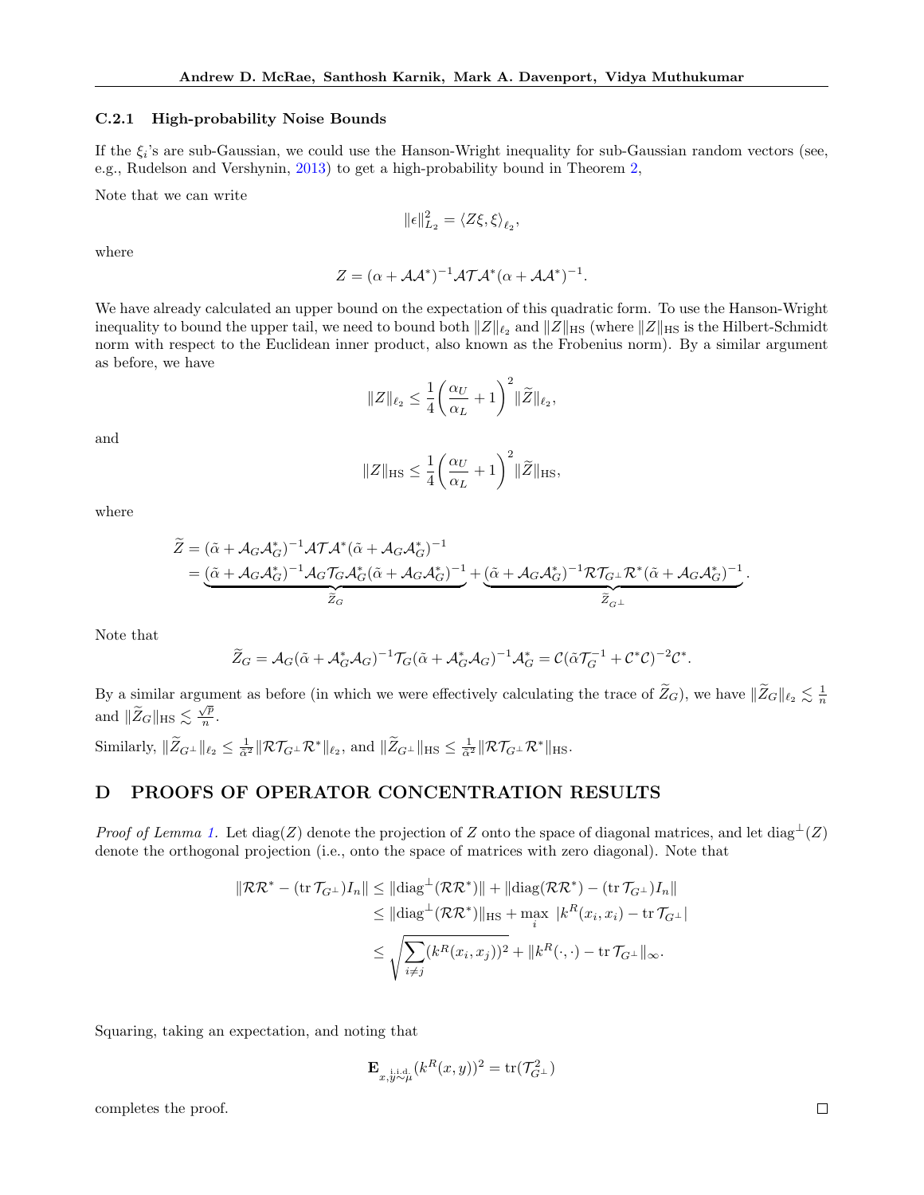### C.2.1 High-probability Noise Bounds

If the $\xi_i$'s are sub-Gaussian, we could use the Hanson-Wright inequality for sub-Gaussian random vectors (see, e.g., Rudelson and Vershynin, 2013) to get a high-probability bound in Theorem 2,

Note that we can write

$$\|\epsilon\|_{L_2}^2 = \langle Z\xi, \xi \rangle_{\ell_2},$$

where

$$Z = (\alpha + \mathcal{A}\mathcal{A}^*)^{-1} \mathcal{A} \mathcal{T} \mathcal{A}^* (\alpha + \mathcal{A}\mathcal{A}^*)^{-1}.$$

We have already calculated an upper bound on the expectation of this quadratic form. To use the Hanson-Wright inequality to bound the upper tail, we need to bound both $\|Z\|_{\ell_2}$ and $\|Z\|_{\mathrm{HS}}$ (where $\|Z\|_{\mathrm{HS}}$ is the Hilbert-Schmidt norm with respect to the Euclidean inner product, also known as the Frobenius norm). By a similar argument as before, we have

$$\|Z\|_{\ell_2} \leq \frac{1}{4}\left(\frac{\alpha_U}{\alpha_L} + 1\right)^2 \|\widetilde{Z}\|_{\ell_2},$$

and

$$\|Z\|_{\mathrm{HS}} \leq \frac{1}{4}\left(\frac{\alpha_U}{\alpha_L} + 1\right)^2 \|\widetilde{Z}\|_{\mathrm{HS}},$$

where

$$\begin{aligned}
\widetilde{Z} &= (\tilde{\alpha} + \mathcal{A}_G \mathcal{A}_G^*)^{-1} \mathcal{A} \mathcal{T} \mathcal{A}^* (\tilde{\alpha} + \mathcal{A}_G \mathcal{A}_G^*)^{-1} \\
&= \underbrace{(\tilde{\alpha} + \mathcal{A}_G \mathcal{A}_G^*)^{-1} \mathcal{A}_G \mathcal{T}_G \mathcal{A}_G^* (\tilde{\alpha} + \mathcal{A}_G \mathcal{A}_G^*)^{-1}}_{\widetilde{Z}_G} + \underbrace{(\tilde{\alpha} + \mathcal{A}_G \mathcal{A}_G^*)^{-1} \mathcal{R} \mathcal{T}_{G^\perp} \mathcal{R}^* (\tilde{\alpha} + \mathcal{A}_G \mathcal{A}_G^*)^{-1}}_{\widetilde{Z}_{G^\perp}}.
\end{aligned}$$

Note that

$$\widetilde{Z}_G = \mathcal{A}_G (\tilde{\alpha} + \mathcal{A}_G^* \mathcal{A}_G)^{-1} \mathcal{T}_G (\tilde{\alpha} + \mathcal{A}_G^* \mathcal{A}_G)^{-1} \mathcal{A}_G^* = \mathcal{C} (\tilde{\alpha} \mathcal{T}_G^{-1} + \mathcal{C}^* \mathcal{C})^{-2} \mathcal{C}^*.$$

By a similar argument as before (in which we were effectively calculating the trace of $\widetilde{Z}_G$), we have $\|\widetilde{Z}_G\|_{\ell_2} \lesssim \frac{1}{n}$ and $\|\widetilde{Z}_G\|_{\mathrm{HS}} \lesssim \frac{\sqrt{p}}{n}$.

Similarly, $\|\widetilde{Z}_{G^\perp}\|_{\ell_2} \leq \frac{1}{\tilde{\alpha}^2} \|\mathcal{R} \mathcal{T}_{G^\perp} \mathcal{R}^*\|_{\ell_2}$, and $\|\widetilde{Z}_{G^\perp}\|_{\mathrm{HS}} \leq \frac{1}{\tilde{\alpha}^2} \|\mathcal{R} \mathcal{T}_{G^\perp} \mathcal{R}^*\|_{\mathrm{HS}}$.

## D PROOFS OF OPERATOR CONCENTRATION RESULTS

*Proof of Lemma 1.* Let $\operatorname{diag}(Z)$ denote the projection of $Z$ onto the space of diagonal matrices, and let $\operatorname{diag}^\perp(Z)$ denote the orthogonal projection (i.e., onto the space of matrices with zero diagonal). Note that

$$\begin{aligned}
\|\mathcal{R}\mathcal{R}^* - (\operatorname{tr} \mathcal{T}_{G^\perp}) I_n\| &\leq \|\operatorname{diag}^\perp(\mathcal{R}\mathcal{R}^*)\| + \|\operatorname{diag}(\mathcal{R}\mathcal{R}^*) - (\operatorname{tr} \mathcal{T}_{G^\perp}) I_n\| \\
&\leq \|\operatorname{diag}^\perp(\mathcal{R}\mathcal{R}^*)\|_{\mathrm{HS}} + \max_i \, |k^R(x_i, x_i) - \operatorname{tr} \mathcal{T}_{G^\perp}| \\
&\leq \sqrt{\sum_{i \neq j} (k^R(x_i, x_j))^2} + \|k^R(\cdot, \cdot) - \operatorname{tr} \mathcal{T}_{G^\perp}\|_\infty.
\end{aligned}$$

Squaring, taking an expectation, and noting that

$$\mathop{\mathbf{E}}_{x,y \overset{\text{i.i.d.}}{\sim} \mu} (k^R(x, y))^2 = \operatorname{tr}(\mathcal{T}_{G^\perp}^2)$$

completes the proof. $\square$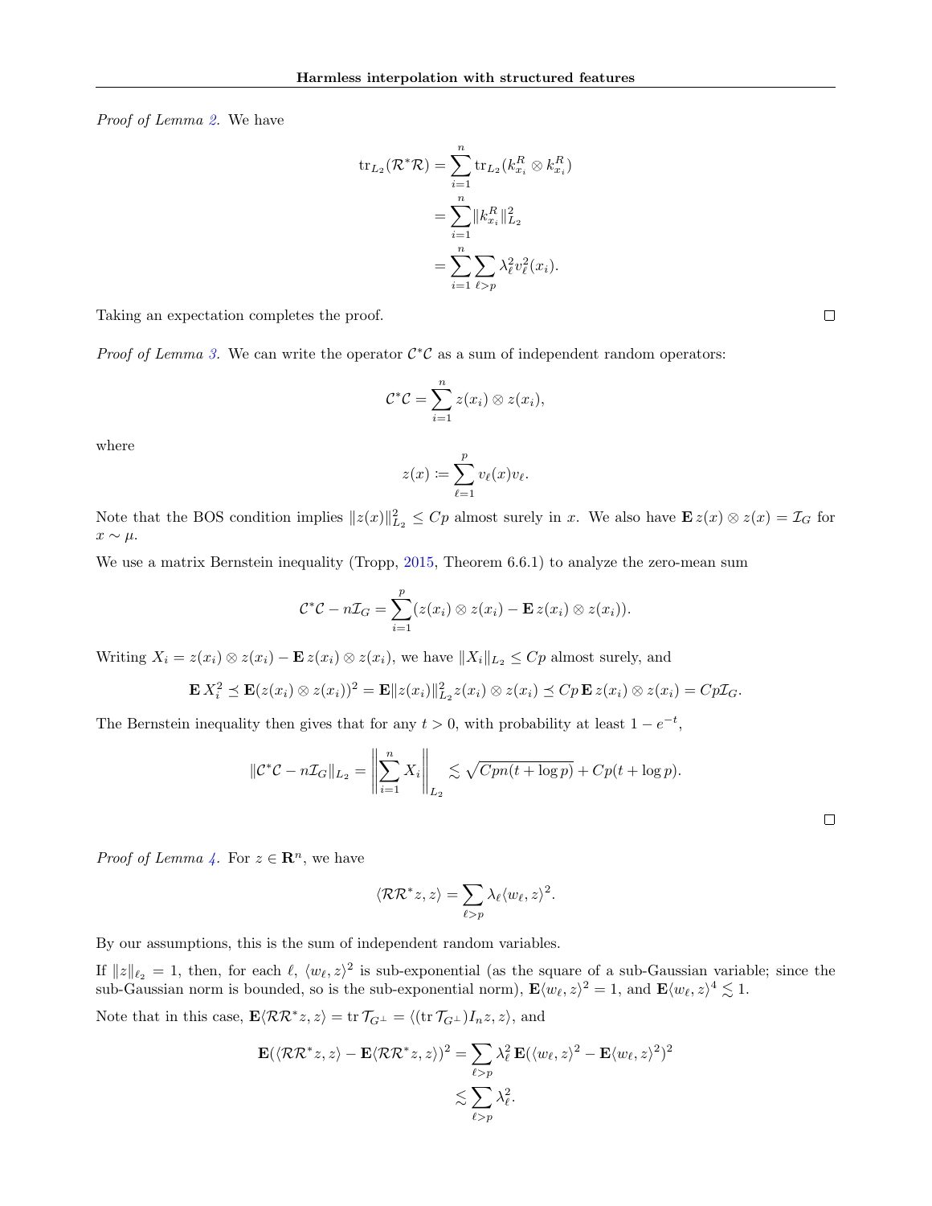*Proof of Lemma 2.* We have

$$
\begin{aligned}
\operatorname{tr}_{L_2}(\mathcal{R}^*\mathcal{R}) &= \sum_{i=1}^n \operatorname{tr}_{L_2}(k_{x_i}^R \otimes k_{x_i}^R) \\
&= \sum_{i=1}^n \|k_{x_i}^R\|_{L_2}^2 \\
&= \sum_{i=1}^n \sum_{\ell > p} \lambda_\ell^2 v_\ell^2(x_i).
\end{aligned}
$$

Taking an expectation completes the proof. □

*Proof of Lemma 3.* We can write the operator $\mathcal{C}^*\mathcal{C}$ as a sum of independent random operators:

$$
\mathcal{C}^*\mathcal{C} = \sum_{i=1}^n z(x_i) \otimes z(x_i),
$$

where

$$
z(x) := \sum_{\ell=1}^p v_\ell(x) v_\ell.
$$

Note that the BOS condition implies $\|z(x)\|_{L_2}^2 \leq Cp$ almost surely in $x$. We also have $\mathbf{E}\, z(x) \otimes z(x) = \mathcal{I}_G$ for $x \sim \mu$.

We use a matrix Bernstein inequality (Tropp, 2015, Theorem 6.6.1) to analyze the zero-mean sum

$$
\mathcal{C}^*\mathcal{C} - n\mathcal{I}_G = \sum_{i=1}^p (z(x_i) \otimes z(x_i) - \mathbf{E}\, z(x_i) \otimes z(x_i)).
$$

Writing $X_i = z(x_i) \otimes z(x_i) - \mathbf{E}\, z(x_i) \otimes z(x_i)$, we have $\|X_i\|_{L_2} \leq Cp$ almost surely, and

$$
\mathbf{E}\, X_i^2 \preceq \mathbf{E}(z(x_i) \otimes z(x_i))^2 = \mathbf{E}\|z(x_i)\|_{L_2}^2 z(x_i) \otimes z(x_i) \preceq Cp\, \mathbf{E}\, z(x_i) \otimes z(x_i) = Cp\mathcal{I}_G.
$$

The Bernstein inequality then gives that for any $t > 0$, with probability at least $1 - e^{-t}$,

$$
\|\mathcal{C}^*\mathcal{C} - n\mathcal{I}_G\|_{L_2} = \left\| \sum_{i=1}^n X_i \right\|_{L_2} \lesssim \sqrt{Cpn(t + \log p)} + Cp(t + \log p).
$$

□

*Proof of Lemma 4.* For $z \in \mathbf{R}^n$, we have

$$
\langle \mathcal{R}\mathcal{R}^* z, z \rangle = \sum_{\ell > p} \lambda_\ell \langle w_\ell, z \rangle^2.
$$

By our assumptions, this is the sum of independent random variables.

If $\|z\|_{\ell_2} = 1$, then, for each $\ell$, $\langle w_\ell, z \rangle^2$ is sub-exponential (as the square of a sub-Gaussian variable; since the sub-Gaussian norm is bounded, so is the sub-exponential norm), $\mathbf{E}\langle w_\ell, z \rangle^2 = 1$, and $\mathbf{E}\langle w_\ell, z \rangle^4 \lesssim 1$.

Note that in this case, $\mathbf{E}\langle \mathcal{R}\mathcal{R}^* z, z \rangle = \operatorname{tr} \mathcal{T}_{G^\perp} = \langle (\operatorname{tr} \mathcal{T}_{G^\perp}) I_n z, z \rangle$, and

$$
\begin{aligned}
\mathbf{E}(\langle \mathcal{R}\mathcal{R}^* z, z \rangle - \mathbf{E}\langle \mathcal{R}\mathcal{R}^* z, z \rangle)^2 &= \sum_{\ell > p} \lambda_\ell^2\, \mathbf{E}(\langle w_\ell, z \rangle^2 - \mathbf{E}\langle w_\ell, z \rangle^2)^2 \\
&\lesssim \sum_{\ell > p} \lambda_\ell^2.
\end{aligned}
$$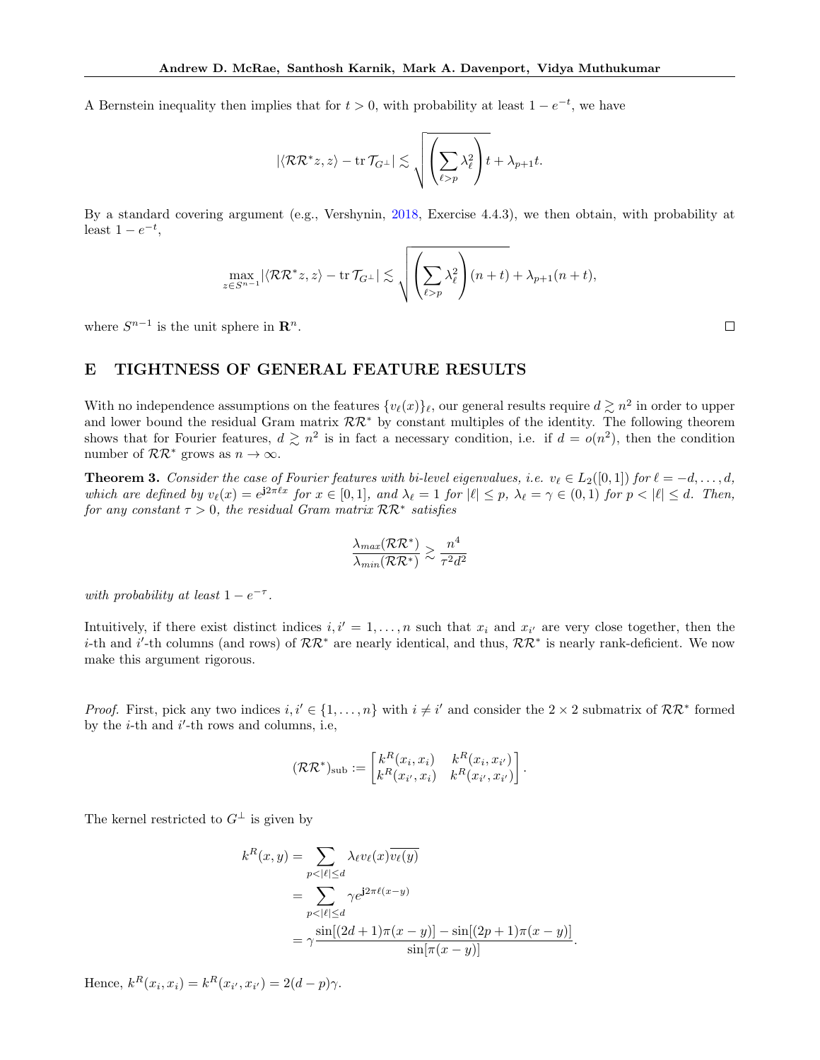A Bernstein inequality then implies that for $t > 0$, with probability at least $1 - e^{-t}$, we have

$$|\langle \mathcal{R}\mathcal{R}^* z, z \rangle - \operatorname{tr} \mathcal{T}_{G^\perp}| \lesssim \sqrt{\left( \sum_{\ell > p} \lambda_\ell^2 \right) t} + \lambda_{p+1} t.$$

By a standard covering argument (e.g., Vershynin, 2018, Exercise 4.4.3), we then obtain, with probability at least $1 - e^{-t}$,

$$\max_{z \in S^{n-1}} |\langle \mathcal{R}\mathcal{R}^* z, z \rangle - \operatorname{tr} \mathcal{T}_{G^\perp}| \lesssim \sqrt{\left( \sum_{\ell > p} \lambda_\ell^2 \right) (n + t)} + \lambda_{p+1}(n + t),$$

where $S^{n-1}$ is the unit sphere in $\mathbf{R}^n$. □

# E TIGHTNESS OF GENERAL FEATURE RESULTS

With no independence assumptions on the features $\{v_\ell(x)\}_\ell$, our general results require $d \gtrsim n^2$ in order to upper and lower bound the residual Gram matrix $\mathcal{R}\mathcal{R}^*$ by constant multiples of the identity. The following theorem shows that for Fourier features, $d \gtrsim n^2$ is in fact a necessary condition, i.e. if $d = o(n^2)$, then the condition number of $\mathcal{R}\mathcal{R}^*$ grows as $n \to \infty$.

**Theorem 3.** *Consider the case of Fourier features with bi-level eigenvalues, i.e. $v_\ell \in L_2([0,1])$ for $\ell = -d, \dots, d$, which are defined by $v_\ell(x) = e^{\mathbf{j}2\pi \ell x}$ for $x \in [0,1]$, and $\lambda_\ell = 1$ for $|\ell| \le p$, $\lambda_\ell = \gamma \in (0,1)$ for $p < |\ell| \le d$. Then, for any constant $\tau > 0$, the residual Gram matrix $\mathcal{R}\mathcal{R}^*$ satisfies*

$$\frac{\lambda_{max}(\mathcal{R}\mathcal{R}^*)}{\lambda_{min}(\mathcal{R}\mathcal{R}^*)} \gtrsim \frac{n^4}{\tau^2 d^2}$$

*with probability at least $1 - e^{-\tau}$.*

Intuitively, if there exist distinct indices $i, i' = 1, \dots, n$ such that $x_i$ and $x_{i'}$ are very close together, then the $i$-th and $i'$-th columns (and rows) of $\mathcal{R}\mathcal{R}^*$ are nearly identical, and thus, $\mathcal{R}\mathcal{R}^*$ is nearly rank-deficient. We now make this argument rigorous.

*Proof.* First, pick any two indices $i, i' \in \{1, \dots, n\}$ with $i \ne i'$ and consider the $2 \times 2$ submatrix of $\mathcal{R}\mathcal{R}^*$ formed by the $i$-th and $i'$-th rows and columns, i.e,

$$(\mathcal{R}\mathcal{R}^*)_{\text{sub}} := \begin{bmatrix} k^R(x_i, x_i) & k^R(x_i, x_{i'}) \\ k^R(x_{i'}, x_i) & k^R(x_{i'}, x_{i'}) \end{bmatrix}.$$

The kernel restricted to $G^\perp$ is given by

$$\begin{aligned}
k^R(x, y) &= \sum_{p < |\ell| \le d} \lambda_\ell v_\ell(x) \overline{v_\ell(y)} \\
&= \sum_{p < |\ell| \le d} \gamma e^{\mathbf{j}2\pi \ell (x - y)} \\
&= \gamma \frac{\sin[(2d+1)\pi(x-y)] - \sin[(2p+1)\pi(x-y)]}{\sin[\pi(x-y)]}.
\end{aligned}$$

Hence, $k^R(x_i, x_i) = k^R(x_{i'}, x_{i'}) = 2(d - p)\gamma$.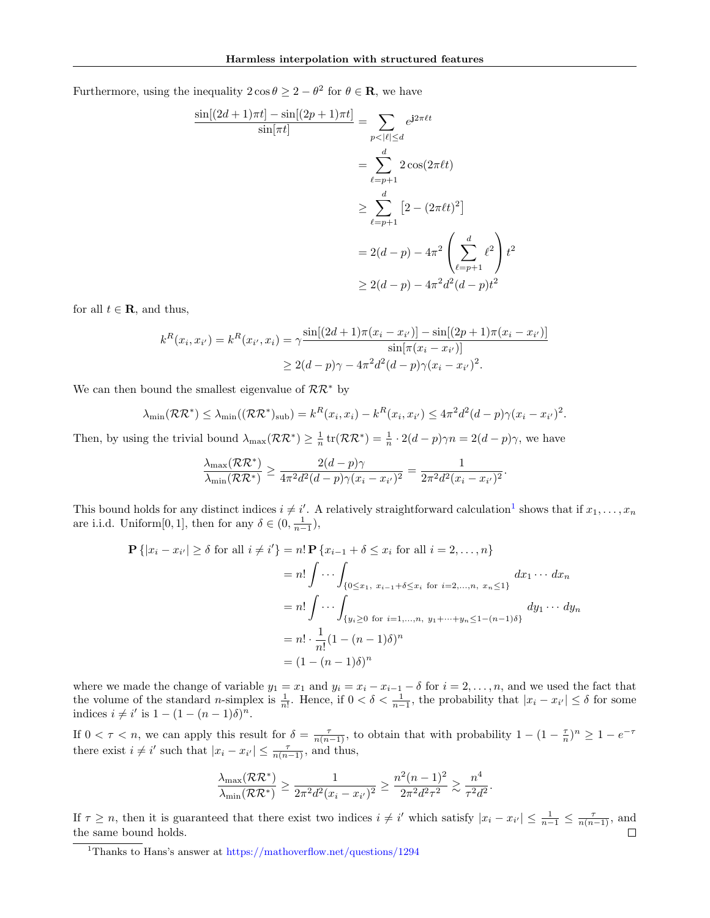Furthermore, using the inequality $2\cos\theta \geq 2 - \theta^2$ for $\theta \in \mathbf{R}$, we have

$$
\begin{aligned}
\frac{\sin[(2d+1)\pi t] - \sin[(2p+1)\pi t]}{\sin[\pi t]} &= \sum_{p<|\ell|\leq d} e^{\mathbf{j}2\pi \ell t} \\
&= \sum_{\ell=p+1}^{d} 2\cos(2\pi \ell t) \\
&\geq \sum_{\ell=p+1}^{d} \left[2 - (2\pi \ell t)^2\right] \\
&= 2(d-p) - 4\pi^2 \left(\sum_{\ell=p+1}^{d} \ell^2\right) t^2 \\
&\geq 2(d-p) - 4\pi^2 d^2 (d-p) t^2
\end{aligned}
$$

for all $t \in \mathbf{R}$, and thus,

$$
\begin{aligned}
k^R(x_i, x_{i'}) = k^R(x_{i'}, x_i) &= \gamma \frac{\sin[(2d+1)\pi(x_i - x_{i'})] - \sin[(2p+1)\pi(x_i - x_{i'})]}{\sin[\pi(x_i - x_{i'})]} \\
&\geq 2(d-p)\gamma - 4\pi^2 d^2 (d-p)\gamma (x_i - x_{i'})^2.
\end{aligned}
$$

We can then bound the smallest eigenvalue of $\mathcal{R}\mathcal{R}^*$ by

$$
\lambda_{\min}(\mathcal{R}\mathcal{R}^*) \leq \lambda_{\min}((\mathcal{R}\mathcal{R}^*)_{\text{sub}}) = k^R(x_i, x_i) - k^R(x_i, x_{i'}) \leq 4\pi^2 d^2 (d-p)\gamma (x_i - x_{i'})^2.
$$

Then, by using the trivial bound $\lambda_{\max}(\mathcal{R}\mathcal{R}^*) \geq \frac{1}{n}\operatorname{tr}(\mathcal{R}\mathcal{R}^*) = \frac{1}{n} \cdot 2(d-p)\gamma n = 2(d-p)\gamma$, we have

$$
\frac{\lambda_{\max}(\mathcal{R}\mathcal{R}^*)}{\lambda_{\min}(\mathcal{R}\mathcal{R}^*)} \geq \frac{2(d-p)\gamma}{4\pi^2 d^2 (d-p)\gamma (x_i - x_{i'})^2} = \frac{1}{2\pi^2 d^2 (x_i - x_{i'})^2}.
$$

This bound holds for any distinct indices $i \neq i'$. A relatively straightforward calculation[1] shows that if $x_1, \ldots, x_n$ are i.i.d. Uniform$[0,1]$, then for any $\delta \in (0, \frac{1}{n-1})$,

$$
\begin{aligned}
\mathbf{P}\left\{|x_i - x_{i'}| \geq \delta \text{ for all } i \neq i'\right\} &= n!\, \mathbf{P}\left\{x_{i-1} + \delta \leq x_i \text{ for all } i = 2, \ldots, n\right\} \\
&= n! \int \cdots \int_{\{0 \leq x_1,\ x_{i-1}+\delta \leq x_i \text{ for } i=2,\ldots,n,\ x_n \leq 1\}} dx_1 \cdots dx_n \\
&= n! \int \cdots \int_{\{y_i \geq 0 \text{ for } i=1,\ldots,n,\ y_1+\cdots+y_n \leq 1-(n-1)\delta\}} dy_1 \cdots dy_n \\
&= n! \cdot \frac{1}{n!}(1-(n-1)\delta)^n \\
&= (1-(n-1)\delta)^n
\end{aligned}
$$

where we made the change of variable $y_1 = x_1$ and $y_i = x_i - x_{i-1} - \delta$ for $i = 2, \ldots, n$, and we used the fact that the volume of the standard $n$-simplex is $\frac{1}{n!}$. Hence, if $0 < \delta < \frac{1}{n-1}$, the probability that $|x_i - x_{i'}| \leq \delta$ for some indices $i \neq i'$ is $1 - (1-(n-1)\delta)^n$.

If $0 < \tau < n$, we can apply this result for $\delta = \frac{\tau}{n(n-1)}$, to obtain that with probability $1 - (1 - \frac{\tau}{n})^n \geq 1 - e^{-\tau}$ there exist $i \neq i'$ such that $|x_i - x_{i'}| \leq \frac{\tau}{n(n-1)}$, and thus,

$$
\frac{\lambda_{\max}(\mathcal{R}\mathcal{R}^*)}{\lambda_{\min}(\mathcal{R}\mathcal{R}^*)} \geq \frac{1}{2\pi^2 d^2 (x_i - x_{i'})^2} \geq \frac{n^2(n-1)^2}{2\pi^2 d^2 \tau^2} \gtrsim \frac{n^4}{\tau^2 d^2}.
$$

If $\tau \geq n$, then it is guaranteed that there exist two indices $i \neq i'$ which satisfy $|x_i - x_{i'}| \leq \frac{1}{n-1} \leq \frac{\tau}{n(n-1)}$, and the same bound holds. □

[1] Thanks to Hans's answer at https://mathoverflow.net/questions/1294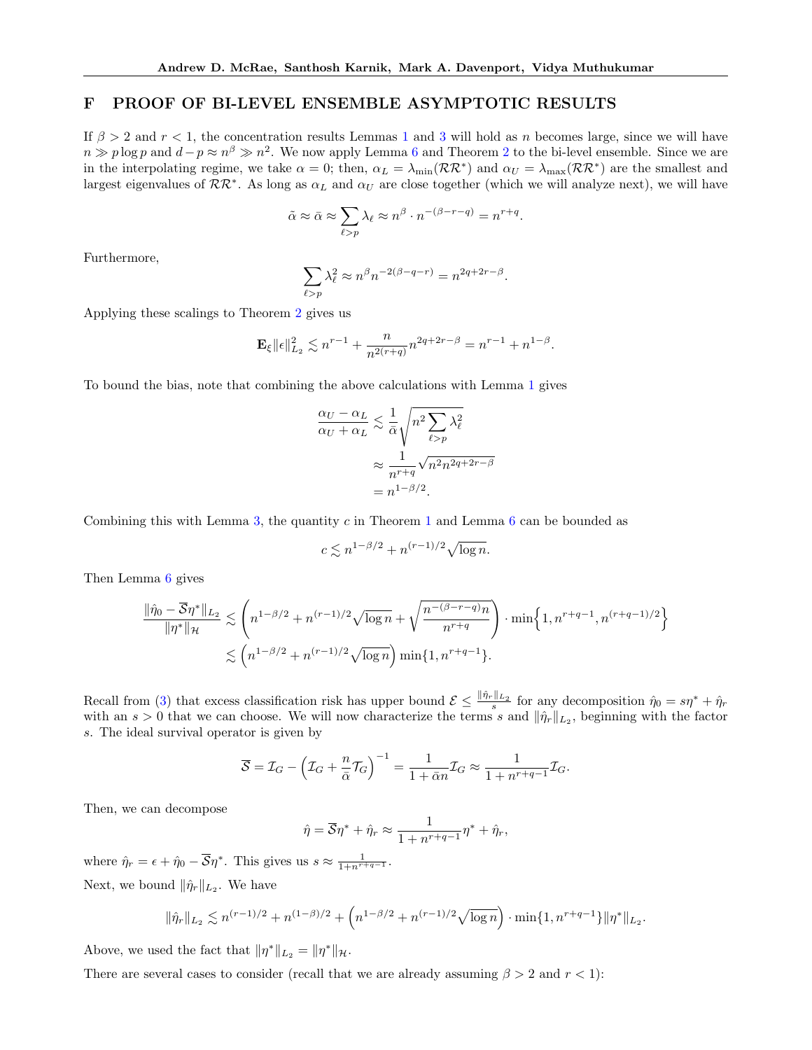## F PROOF OF BI-LEVEL ENSEMBLE ASYMPTOTIC RESULTS

If $\beta > 2$ and $r < 1$, the concentration results Lemmas 1 and 3 will hold as $n$ becomes large, since we will have $n \gg p \log p$ and $d - p \approx n^\beta \gg n^2$. We now apply Lemma 6 and Theorem 2 to the bi-level ensemble. Since we are in the interpolating regime, we take $\alpha = 0$; then, $\alpha_L = \lambda_{\min}(\mathcal{R}\mathcal{R}^*)$ and $\alpha_U = \lambda_{\max}(\mathcal{R}\mathcal{R}^*)$ are the smallest and largest eigenvalues of $\mathcal{R}\mathcal{R}^*$. As long as $\alpha_L$ and $\alpha_U$ are close together (which we will analyze next), we will have

$$\tilde{\alpha} \approx \bar{\alpha} \approx \sum_{\ell > p} \lambda_\ell \approx n^\beta \cdot n^{-(\beta - r - q)} = n^{r+q}.$$

Furthermore,

$$\sum_{\ell > p} \lambda_\ell^2 \approx n^\beta n^{-2(\beta - q - r)} = n^{2q + 2r - \beta}.$$

Applying these scalings to Theorem 2 gives us

$$\mathbf{E}_\xi \|\epsilon\|_{L_2}^2 \lesssim n^{r-1} + \frac{n}{n^{2(r+q)}} n^{2q+2r-\beta} = n^{r-1} + n^{1-\beta}.$$

To bound the bias, note that combining the above calculations with Lemma 1 gives

$$\begin{aligned}
\frac{\alpha_U - \alpha_L}{\alpha_U + \alpha_L} &\lesssim \frac{1}{\bar{\alpha}} \sqrt{n^2 \sum_{\ell > p} \lambda_\ell^2} \\
&\approx \frac{1}{n^{r+q}} \sqrt{n^2 n^{2q+2r-\beta}} \\
&= n^{1-\beta/2}.
\end{aligned}$$

Combining this with Lemma 3, the quantity $c$ in Theorem 1 and Lemma 6 can be bounded as

$$c \lesssim n^{1-\beta/2} + n^{(r-1)/2} \sqrt{\log n}.$$

Then Lemma 6 gives

$$\begin{aligned}
\frac{\|\hat{\eta}_0 - \overline{\mathcal{S}}\eta^*\|_{L_2}}{\|\eta^*\|_{\mathcal{H}}} &\lesssim \left( n^{1-\beta/2} + n^{(r-1)/2}\sqrt{\log n} + \sqrt{\frac{n^{-(\beta - r - q)} n}{n^{r+q}}} \right) \cdot \min\Big\{1, n^{r+q-1}, n^{(r+q-1)/2}\Big\} \\
&\lesssim \left( n^{1-\beta/2} + n^{(r-1)/2}\sqrt{\log n} \right) \min\{1, n^{r+q-1}\}.
\end{aligned}$$

Recall from (3) that excess classification risk has upper bound $\mathcal{E} \le \frac{\|\hat{\eta}_r\|_{L_2}}{s}$ for any decomposition $\hat{\eta}_0 = s\eta^* + \hat{\eta}_r$ with an $s > 0$ that we can choose. We will now characterize the terms $s$ and $\|\hat{\eta}_r\|_{L_2}$, beginning with the factor $s$. The ideal survival operator is given by

$$\overline{\mathcal{S}} = \mathcal{I}_G - \left( \mathcal{I}_G + \frac{n}{\bar{\alpha}} \mathcal{T}_G \right)^{-1} = \frac{1}{1 + \bar{\alpha} n} \mathcal{I}_G \approx \frac{1}{1 + n^{r+q-1}} \mathcal{I}_G.$$

Then, we can decompose

$$\hat{\eta} = \overline{\mathcal{S}}\eta^* + \hat{\eta}_r \approx \frac{1}{1 + n^{r+q-1}} \eta^* + \hat{\eta}_r,$$

where $\hat{\eta}_r = \epsilon + \hat{\eta}_0 - \overline{\mathcal{S}}\eta^*$. This gives us $s \approx \frac{1}{1 + n^{r+q-1}}$.

Next, we bound $\|\hat{\eta}_r\|_{L_2}$. We have

$$\|\hat{\eta}_r\|_{L_2} \lesssim n^{(r-1)/2} + n^{(1-\beta)/2} + \left( n^{1-\beta/2} + n^{(r-1)/2}\sqrt{\log n} \right) \cdot \min\{1, n^{r+q-1}\} \|\eta^*\|_{L_2}.$$

Above, we used the fact that $\|\eta^*\|_{L_2} = \|\eta^*\|_{\mathcal{H}}$.

There are several cases to consider (recall that we are already assuming $\beta > 2$ and $r < 1$):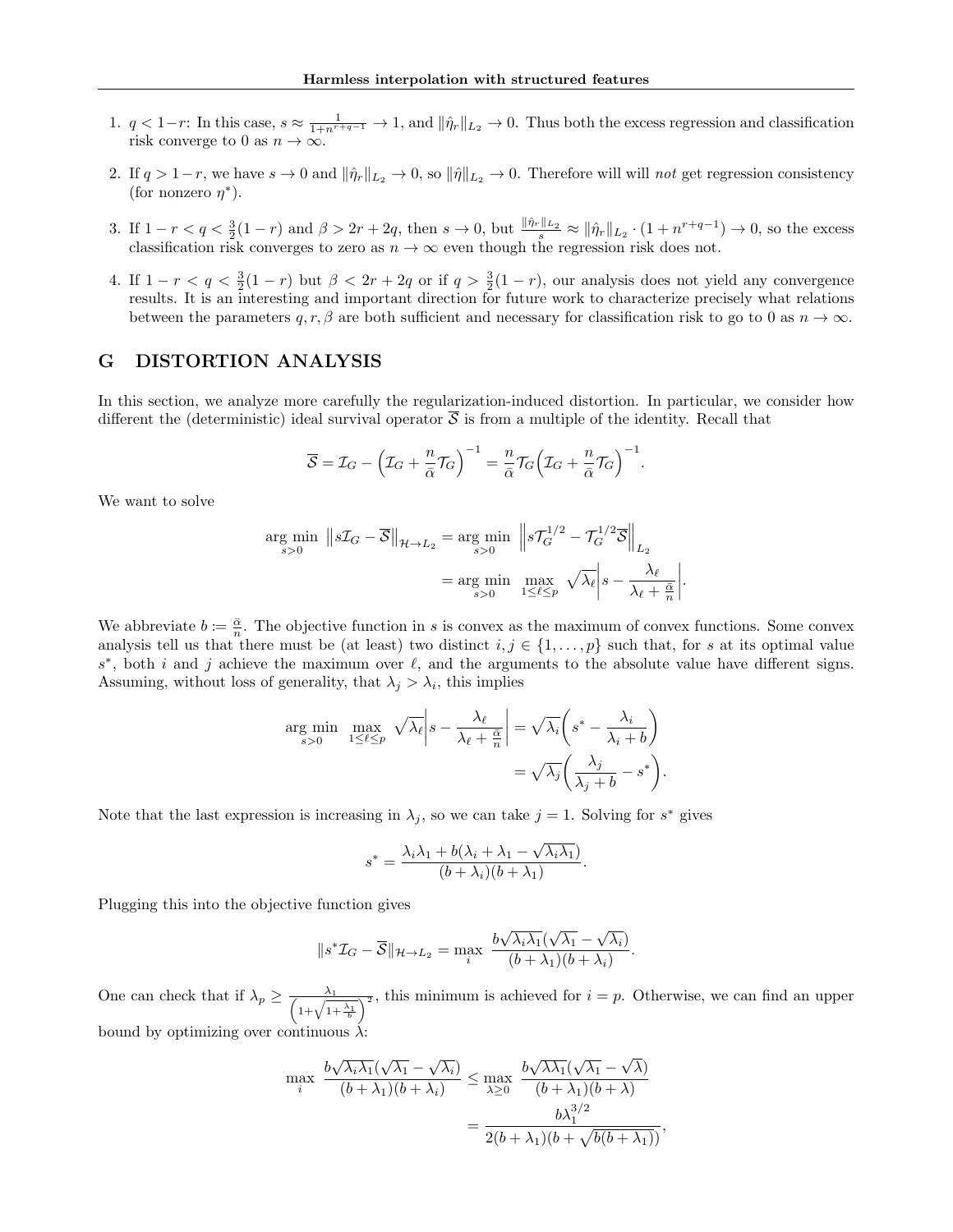1. $q < 1-r$: In this case, $s \approx \frac{1}{1+n^{r+q-1}} \to 1$, and $\|\hat{\eta}_r\|_{L_2} \to 0$. Thus both the excess regression and classification risk converge to 0 as $n \to \infty$.

2. If $q > 1-r$, we have $s \to 0$ and $\|\hat{\eta}_r\|_{L_2} \to 0$, so $\|\hat{\eta}\|_{L_2} \to 0$. Therefore will will *not* get regression consistency (for nonzero $\eta^*$).

3. If $1-r < q < \frac{3}{2}(1-r)$ and $\beta > 2r+2q$, then $s \to 0$, but $\frac{\|\hat{\eta}_r\|_{L_2}}{s} \approx \|\hat{\eta}_r\|_{L_2} \cdot (1+n^{r+q-1}) \to 0$, so the excess classification risk converges to zero as $n \to \infty$ even though the regression risk does not.

4. If $1-r < q < \frac{3}{2}(1-r)$ but $\beta < 2r+2q$ or if $q > \frac{3}{2}(1-r)$, our analysis does not yield any convergence results. It is an interesting and important direction for future work to characterize precisely what relations between the parameters $q, r, \beta$ are both sufficient and necessary for classification risk to go to 0 as $n \to \infty$.

## G DISTORTION ANALYSIS

In this section, we analyze more carefully the regularization-induced distortion. In particular, we consider how different the (deterministic) ideal survival operator $\overline{\mathcal{S}}$ is from a multiple of the identity. Recall that

$$\overline{\mathcal{S}} = \mathcal{I}_G - \Big(\mathcal{I}_G + \frac{n}{\bar{\alpha}}\mathcal{T}_G\Big)^{-1} = \frac{n}{\bar{\alpha}}\mathcal{T}_G\Big(\mathcal{I}_G + \frac{n}{\bar{\alpha}}\mathcal{T}_G\Big)^{-1}.$$

We want to solve

$$\begin{aligned}
\arg\min_{s>0}\ \big\|s\mathcal{I}_G - \overline{\mathcal{S}}\big\|_{\mathcal{H}\to L_2} &= \arg\min_{s>0}\ \Big\|s\mathcal{T}_G^{1/2} - \mathcal{T}_G^{1/2}\overline{\mathcal{S}}\Big\|_{L_2} \\
&= \arg\min_{s>0}\ \max_{1\le \ell \le p}\ \sqrt{\lambda_\ell}\bigg|s - \frac{\lambda_\ell}{\lambda_\ell + \frac{\bar{\alpha}}{n}}\bigg|.
\end{aligned}$$

We abbreviate $b := \frac{\bar{\alpha}}{n}$. The objective function in $s$ is convex as the maximum of convex functions. Some convex analysis tell us that there must be (at least) two distinct $i, j \in \{1, \ldots, p\}$ such that, for $s$ at its optimal value $s^*$, both $i$ and $j$ achieve the maximum over $\ell$, and the arguments to the absolute value have different signs. Assuming, without loss of generality, that $\lambda_j > \lambda_i$, this implies

$$\begin{aligned}
\arg\min_{s>0}\ \max_{1\le \ell\le p}\ \sqrt{\lambda_\ell}\bigg|s - \frac{\lambda_\ell}{\lambda_\ell + \frac{\bar{\alpha}}{n}}\bigg| &= \sqrt{\lambda_i}\bigg(s^* - \frac{\lambda_i}{\lambda_i + b}\bigg) \\
&= \sqrt{\lambda_j}\bigg(\frac{\lambda_j}{\lambda_j + b} - s^*\bigg).
\end{aligned}$$

Note that the last expression is increasing in $\lambda_j$, so we can take $j = 1$. Solving for $s^*$ gives

$$s^* = \frac{\lambda_i\lambda_1 + b(\lambda_i + \lambda_1 - \sqrt{\lambda_i\lambda_1})}{(b+\lambda_i)(b+\lambda_1)}.$$

Plugging this into the objective function gives

$$\|s^*\mathcal{I}_G - \overline{\mathcal{S}}\|_{\mathcal{H}\to L_2} = \max_i\ \frac{b\sqrt{\lambda_i\lambda_1}(\sqrt{\lambda_1} - \sqrt{\lambda_i})}{(b+\lambda_1)(b+\lambda_i)}.$$

One can check that if $\lambda_p \ge \frac{\lambda_1}{\left(1+\sqrt{1+\frac{\lambda_1}{b}}\right)^2}$, this minimum is achieved for $i = p$. Otherwise, we can find an upper bound by optimizing over continuous $\lambda$:

$$\begin{aligned}
\max_i\ \frac{b\sqrt{\lambda_i\lambda_1}(\sqrt{\lambda_1} - \sqrt{\lambda_i})}{(b+\lambda_1)(b+\lambda_i)} &\le \max_{\lambda\ge 0}\ \frac{b\sqrt{\lambda\lambda_1}(\sqrt{\lambda_1} - \sqrt{\lambda})}{(b+\lambda_1)(b+\lambda)} \\
&= \frac{b\lambda_1^{3/2}}{2(b+\lambda_1)(b+\sqrt{b(b+\lambda_1)})},
\end{aligned}$$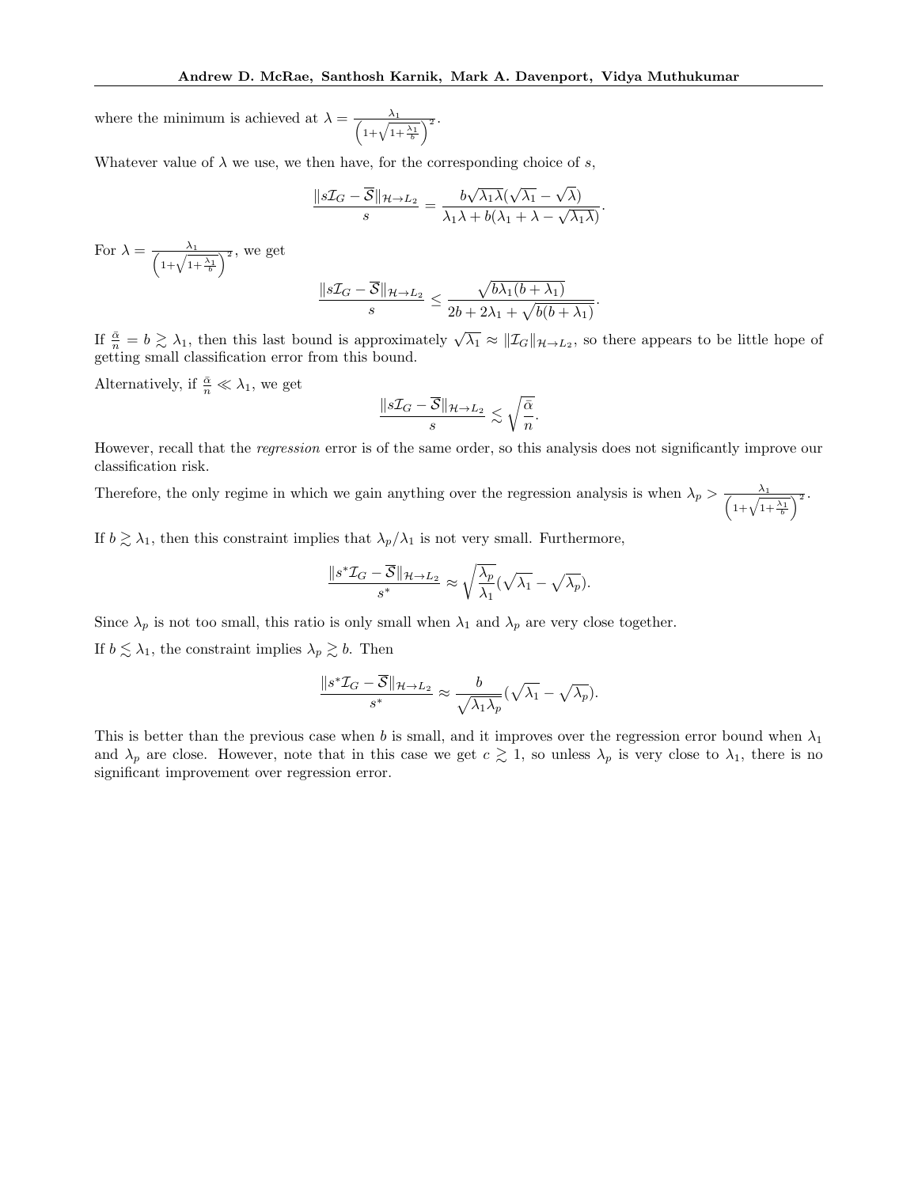where the minimum is achieved at $\lambda = \frac{\lambda_1}{\left(1+\sqrt{1+\frac{\lambda_1}{b}}\right)^2}$.

Whatever value of $\lambda$ we use, we then have, for the corresponding choice of $s$,

$$\frac{\|s\mathcal{I}_G - \overline{\mathcal{S}}\|_{\mathcal{H}\to L_2}}{s} = \frac{b\sqrt{\lambda_1\lambda}(\sqrt{\lambda_1} - \sqrt{\lambda})}{\lambda_1\lambda + b(\lambda_1 + \lambda - \sqrt{\lambda_1\lambda})}.$$

For $\lambda = \frac{\lambda_1}{\left(1+\sqrt{1+\frac{\lambda_1}{b}}\right)^2}$, we get

$$\frac{\|s\mathcal{I}_G - \overline{\mathcal{S}}\|_{\mathcal{H}\to L_2}}{s} \leq \frac{\sqrt{b\lambda_1(b+\lambda_1)}}{2b + 2\lambda_1 + \sqrt{b(b+\lambda_1)}}.$$

If $\frac{\bar{\alpha}}{n} = b \gtrsim \lambda_1$, then this last bound is approximately $\sqrt{\lambda_1} \approx \|\mathcal{I}_G\|_{\mathcal{H}\to L_2}$, so there appears to be little hope of getting small classification error from this bound.

Alternatively, if $\frac{\bar{\alpha}}{n} \ll \lambda_1$, we get

$$\frac{\|s\mathcal{I}_G - \overline{\mathcal{S}}\|_{\mathcal{H}\to L_2}}{s} \lesssim \sqrt{\frac{\bar{\alpha}}{n}}.$$

However, recall that the *regression* error is of the same order, so this analysis does not significantly improve our classification risk.

Therefore, the only regime in which we gain anything over the regression analysis is when $\lambda_p > \frac{\lambda_1}{\left(1+\sqrt{1+\frac{\lambda_1}{b}}\right)^2}$.

If $b \gtrsim \lambda_1$, then this constraint implies that $\lambda_p/\lambda_1$ is not very small. Furthermore,

$$\frac{\|s^*\mathcal{I}_G - \overline{\mathcal{S}}\|_{\mathcal{H}\to L_2}}{s^*} \approx \sqrt{\frac{\lambda_p}{\lambda_1}}(\sqrt{\lambda_1} - \sqrt{\lambda_p}).$$

Since $\lambda_p$ is not too small, this ratio is only small when $\lambda_1$ and $\lambda_p$ are very close together.

If $b \lesssim \lambda_1$, the constraint implies $\lambda_p \gtrsim b$. Then

$$\frac{\|s^*\mathcal{I}_G - \overline{\mathcal{S}}\|_{\mathcal{H}\to L_2}}{s^*} \approx \frac{b}{\sqrt{\lambda_1\lambda_p}}(\sqrt{\lambda_1} - \sqrt{\lambda_p}).$$

This is better than the previous case when $b$ is small, and it improves over the regression error bound when $\lambda_1$ and $\lambda_p$ are close. However, note that in this case we get $c \gtrsim 1$, so unless $\lambda_p$ is very close to $\lambda_1$, there is no significant improvement over regression error.